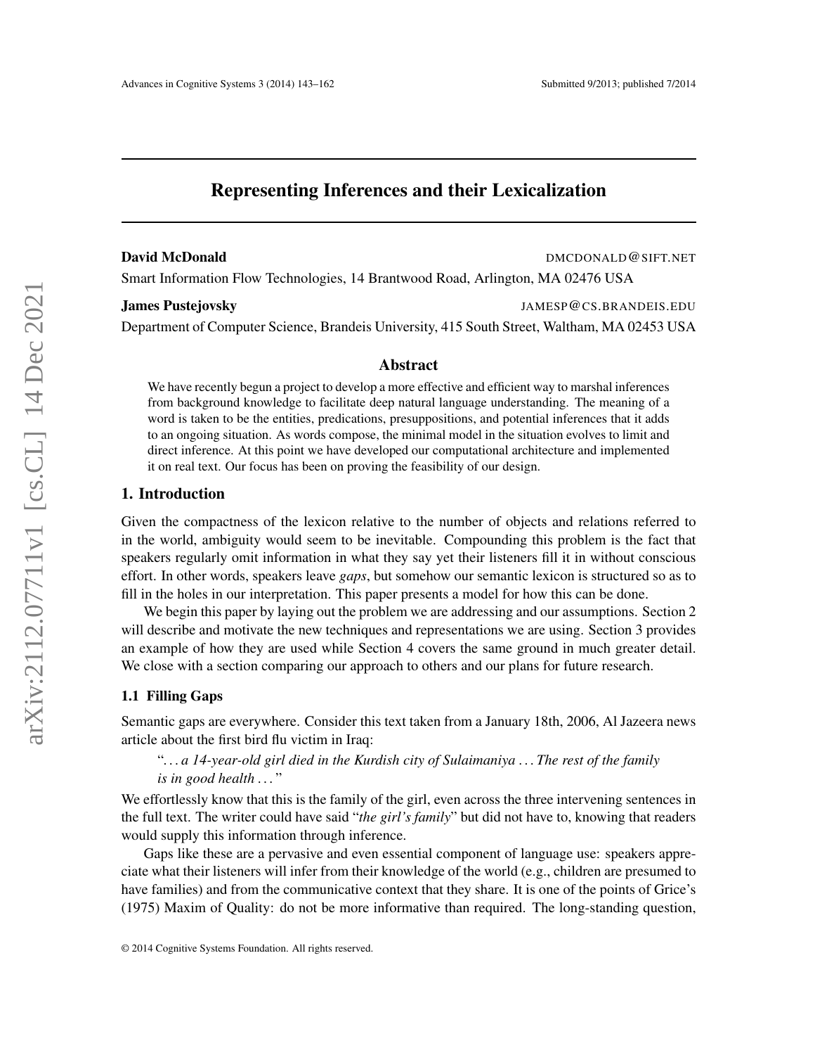# Representing Inferences and their Lexicalization

**David McDonald** DMCDONALD@SIFT.NET

Smart Information Flow Technologies, 14 Brantwood Road, Arlington, MA 02476 USA

**James Pustejovsky** JAMESP@CS.BRANDEIS.EDU

Department of Computer Science, Brandeis University, 415 South Street, Waltham, MA 02453 USA

## Abstract

We have recently begun a project to develop a more effective and efficient way to marshal inferences from background knowledge to facilitate deep natural language understanding. The meaning of a word is taken to be the entities, predications, presuppositions, and potential inferences that it adds to an ongoing situation. As words compose, the minimal model in the situation evolves to limit and direct inference. At this point we have developed our computational architecture and implemented it on real text. Our focus has been on proving the feasibility of our design.

## 1. Introduction

Given the compactness of the lexicon relative to the number of objects and relations referred to in the world, ambiguity would seem to be inevitable. Compounding this problem is the fact that speakers regularly omit information in what they say yet their listeners fill it in without conscious effort. In other words, speakers leave *gaps*, but somehow our semantic lexicon is structured so as to fill in the holes in our interpretation. This paper presents a model for how this can be done.

We begin this paper by laying out the problem we are addressing and our assumptions. Section 2 will describe and motivate the new techniques and representations we are using. Section 3 provides an example of how they are used while Section 4 covers the same ground in much greater detail. We close with a section comparing our approach to others and our plans for future research.

### 1.1 Filling Gaps

Semantic gaps are everywhere. Consider this text taken from a January 18th, 2006, Al Jazeera news article about the first bird flu victim in Iraq:

> "*... a 14-year-old girl died in the Kurdish city of Sulaimaniya ... The rest of the family is in good health ...*"

We effortlessly know that this is the family of the girl, even across the three intervening sentences in the full text. The writer could have said "*the girl's family*" but did not have to, knowing that readers would supply this information through inference.

Gaps like these are a pervasive and even essential component of language use: speakers appreciate what their listeners will infer from their knowledge of the world (e.g., children are presumed to have families) and from the communicative context that they share. It is one of the points of Grice's (1975) Maxim of Quality: do not be more informative than required. The long-standing question,

© 2014 Cognitive Systems Foundation. All rights reserved.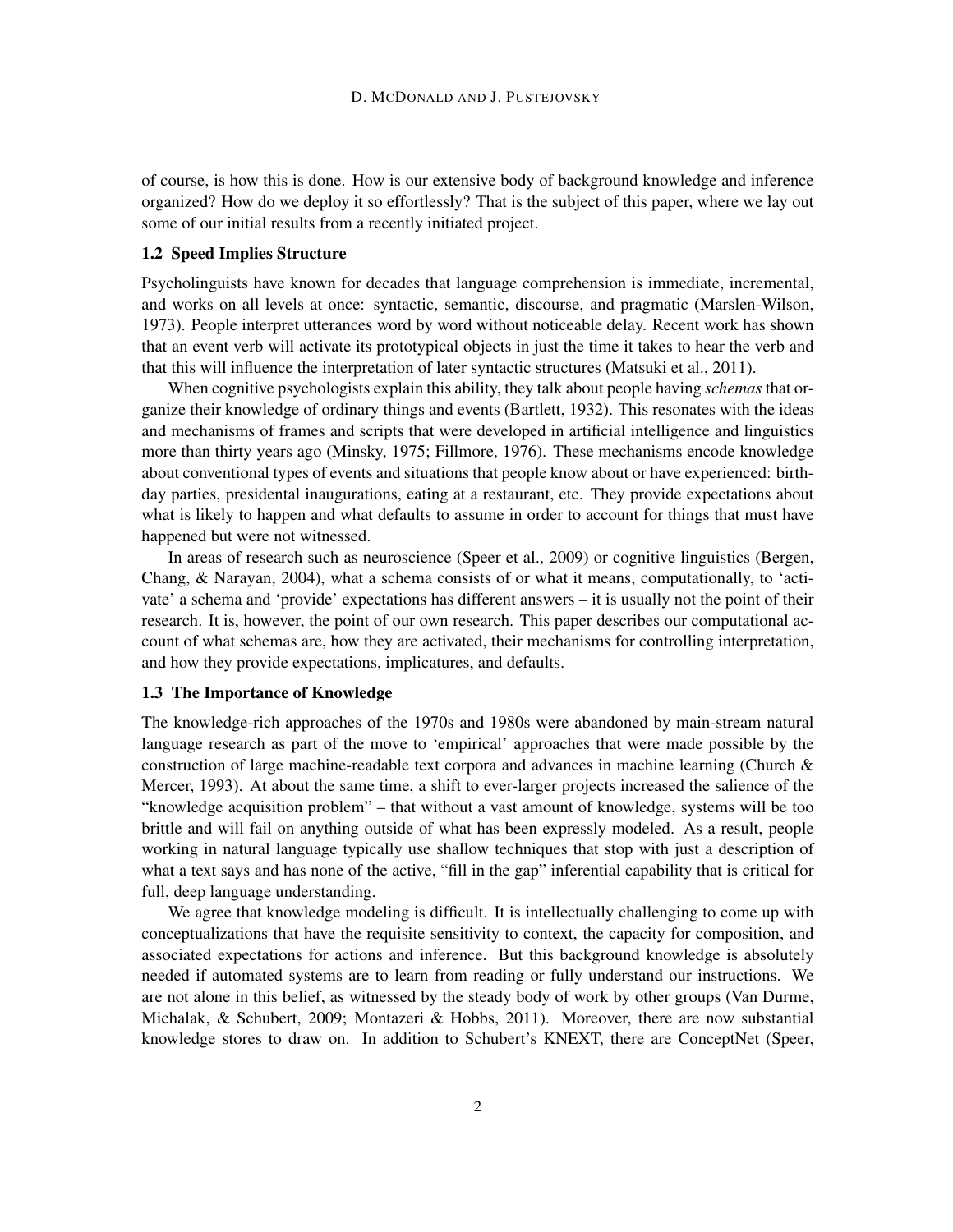of course, is how this is done. How is our extensive body of background knowledge and inference organized? How do we deploy it so effortlessly? That is the subject of this paper, where we lay out some of our initial results from a recently initiated project.

### 1.2 Speed Implies Structure

Psycholinguists have known for decades that language comprehension is immediate, incremental, and works on all levels at once: syntactic, semantic, discourse, and pragmatic (Marslen-Wilson, 1973). People interpret utterances word by word without noticeable delay. Recent work has shown that an event verb will activate its prototypical objects in just the time it takes to hear the verb and that this will influence the interpretation of later syntactic structures (Matsuki et al., 2011).

When cognitive psychologists explain this ability, they talk about people having *schemas* that organize their knowledge of ordinary things and events (Bartlett, 1932). This resonates with the ideas and mechanisms of frames and scripts that were developed in artificial intelligence and linguistics more than thirty years ago (Minsky, 1975; Fillmore, 1976). These mechanisms encode knowledge about conventional types of events and situations that people know about or have experienced: birthday parties, presidental inaugurations, eating at a restaurant, etc. They provide expectations about what is likely to happen and what defaults to assume in order to account for things that must have happened but were not witnessed.

In areas of research such as neuroscience (Speer et al., 2009) or cognitive linguistics (Bergen, Chang, & Narayan, 2004), what a schema consists of or what it means, computationally, to 'activate' a schema and 'provide' expectations has different answers – it is usually not the point of their research. It is, however, the point of our own research. This paper describes our computational account of what schemas are, how they are activated, their mechanisms for controlling interpretation, and how they provide expectations, implicatures, and defaults.

### 1.3 The Importance of Knowledge

The knowledge-rich approaches of the 1970s and 1980s were abandoned by main-stream natural language research as part of the move to 'empirical' approaches that were made possible by the construction of large machine-readable text corpora and advances in machine learning (Church & Mercer, 1993). At about the same time, a shift to ever-larger projects increased the salience of the "knowledge acquisition problem" – that without a vast amount of knowledge, systems will be too brittle and will fail on anything outside of what has been expressly modeled. As a result, people working in natural language typically use shallow techniques that stop with just a description of what a text says and has none of the active, "fill in the gap" inferential capability that is critical for full, deep language understanding.

We agree that knowledge modeling is difficult. It is intellectually challenging to come up with conceptualizations that have the requisite sensitivity to context, the capacity for composition, and associated expectations for actions and inference. But this background knowledge is absolutely needed if automated systems are to learn from reading or fully understand our instructions. We are not alone in this belief, as witnessed by the steady body of work by other groups (Van Durme, Michalak, & Schubert, 2009; Montazeri & Hobbs, 2011). Moreover, there are now substantial knowledge stores to draw on. In addition to Schubert's KNEXT, there are ConceptNet (Speer,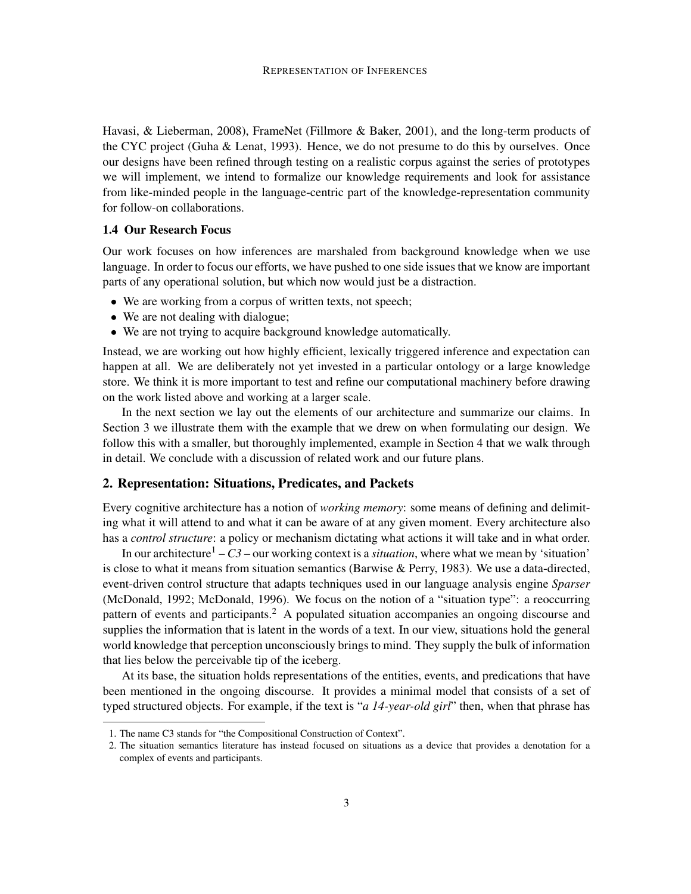Havasi, & Lieberman, 2008), FrameNet (Fillmore & Baker, 2001), and the long-term products of the CYC project (Guha & Lenat, 1993). Hence, we do not presume to do this by ourselves. Once our designs have been refined through testing on a realistic corpus against the series of prototypes we will implement, we intend to formalize our knowledge requirements and look for assistance from like-minded people in the language-centric part of the knowledge-representation community for follow-on collaborations.

### 1.4 Our Research Focus

Our work focuses on how inferences are marshaled from background knowledge when we use language. In order to focus our efforts, we have pushed to one side issues that we know are important parts of any operational solution, but which now would just be a distraction.

- We are working from a corpus of written texts, not speech;
- We are not dealing with dialogue;
- We are not trying to acquire background knowledge automatically.

Instead, we are working out how highly efficient, lexically triggered inference and expectation can happen at all. We are deliberately not yet invested in a particular ontology or a large knowledge store. We think it is more important to test and refine our computational machinery before drawing on the work listed above and working at a larger scale.

In the next section we lay out the elements of our architecture and summarize our claims. In Section 3 we illustrate them with the example that we drew on when formulating our design. We follow this with a smaller, but thoroughly implemented, example in Section 4 that we walk through in detail. We conclude with a discussion of related work and our future plans.

## 2. Representation: Situations, Predicates, and Packets

Every cognitive architecture has a notion of *working memory*: some means of defining and delimiting what it will attend to and what it can be aware of at any given moment. Every architecture also has a *control structure*: a policy or mechanism dictating what actions it will take and in what order.

In our architecture[1] – *C3* – our working context is a *situation*, where what we mean by 'situation' is close to what it means from situation semantics (Barwise & Perry, 1983). We use a data-directed, event-driven control structure that adapts techniques used in our language analysis engine *Sparser* (McDonald, 1992; McDonald, 1996). We focus on the notion of a "situation type": a reoccurring pattern of events and participants.[2] A populated situation accompanies an ongoing discourse and supplies the information that is latent in the words of a text. In our view, situations hold the general world knowledge that perception unconsciously brings to mind. They supply the bulk of information that lies below the perceivable tip of the iceberg.

At its base, the situation holds representations of the entities, events, and predications that have been mentioned in the ongoing discourse. It provides a minimal model that consists of a set of typed structured objects. For example, if the text is "*a 14-year-old girl*" then, when that phrase has

1. The name C3 stands for "the Compositional Construction of Context".
2. The situation semantics literature has instead focused on situations as a device that provides a denotation for a complex of events and participants.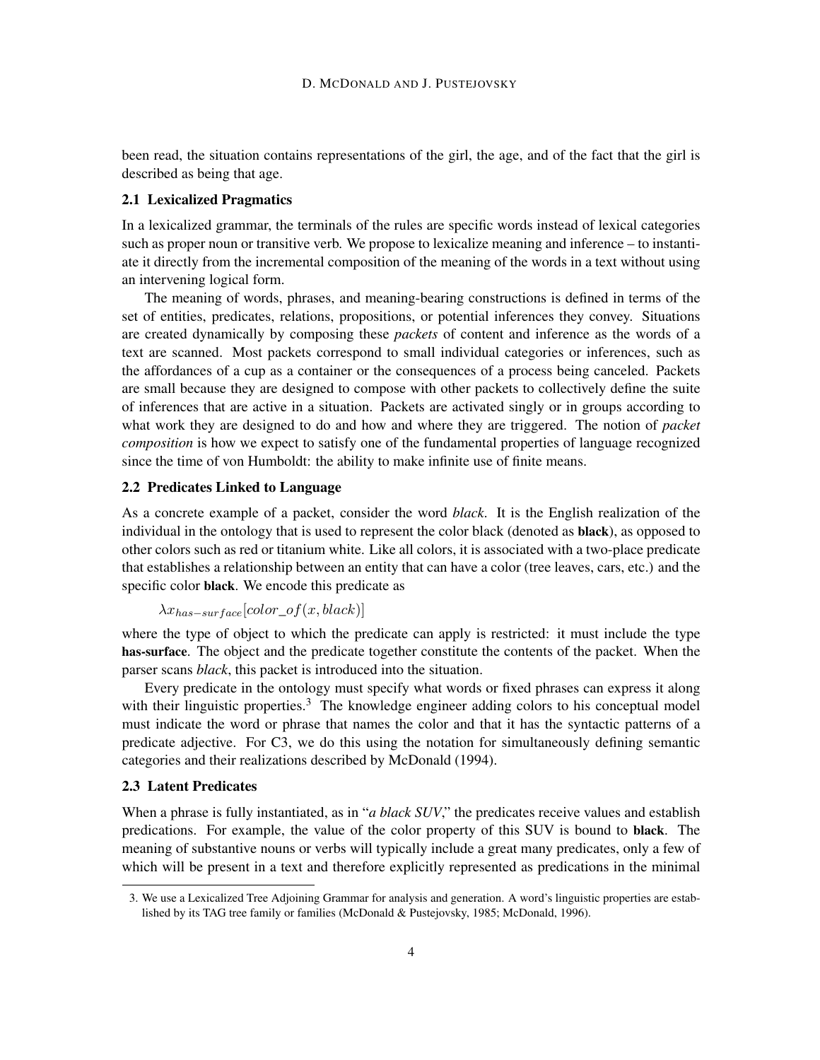been read, the situation contains representations of the girl, the age, and of the fact that the girl is described as being that age.

### 2.1 Lexicalized Pragmatics

In a lexicalized grammar, the terminals of the rules are specific words instead of lexical categories such as proper noun or transitive verb. We propose to lexicalize meaning and inference – to instantiate it directly from the incremental composition of the meaning of the words in a text without using an intervening logical form.

The meaning of words, phrases, and meaning-bearing constructions is defined in terms of the set of entities, predicates, relations, propositions, or potential inferences they convey. Situations are created dynamically by composing these *packets* of content and inference as the words of a text are scanned. Most packets correspond to small individual categories or inferences, such as the affordances of a cup as a container or the consequences of a process being canceled. Packets are small because they are designed to compose with other packets to collectively define the suite of inferences that are active in a situation. Packets are activated singly or in groups according to what work they are designed to do and how and where they are triggered. The notion of *packet composition* is how we expect to satisfy one of the fundamental properties of language recognized since the time of von Humboldt: the ability to make infinite use of finite means.

### 2.2 Predicates Linked to Language

As a concrete example of a packet, consider the word *black*. It is the English realization of the individual in the ontology that is used to represent the color black (denoted as **black**), as opposed to other colors such as red or titanium white. Like all colors, it is associated with a two-place predicate that establishes a relationship between an entity that can have a color (tree leaves, cars, etc.) and the specific color **black**. We encode this predicate as

$$\lambda x_{has-surface}[color\_of(x, black)]$$

where the type of object to which the predicate can apply is restricted: it must include the type **has-surface**. The object and the predicate together constitute the contents of the packet. When the parser scans *black*, this packet is introduced into the situation.

Every predicate in the ontology must specify what words or fixed phrases can express it along with their linguistic properties.[3] The knowledge engineer adding colors to his conceptual model must indicate the word or phrase that names the color and that it has the syntactic patterns of a predicate adjective. For C3, we do this using the notation for simultaneously defining semantic categories and their realizations described by McDonald (1994).

### 2.3 Latent Predicates

When a phrase is fully instantiated, as in "*a black SUV*," the predicates receive values and establish predications. For example, the value of the color property of this SUV is bound to **black**. The meaning of substantive nouns or verbs will typically include a great many predicates, only a few of which will be present in a text and therefore explicitly represented as predications in the minimal

---

3. We use a Lexicalized Tree Adjoining Grammar for analysis and generation. A word's linguistic properties are established by its TAG tree family or families (McDonald & Pustejovsky, 1985; McDonald, 1996).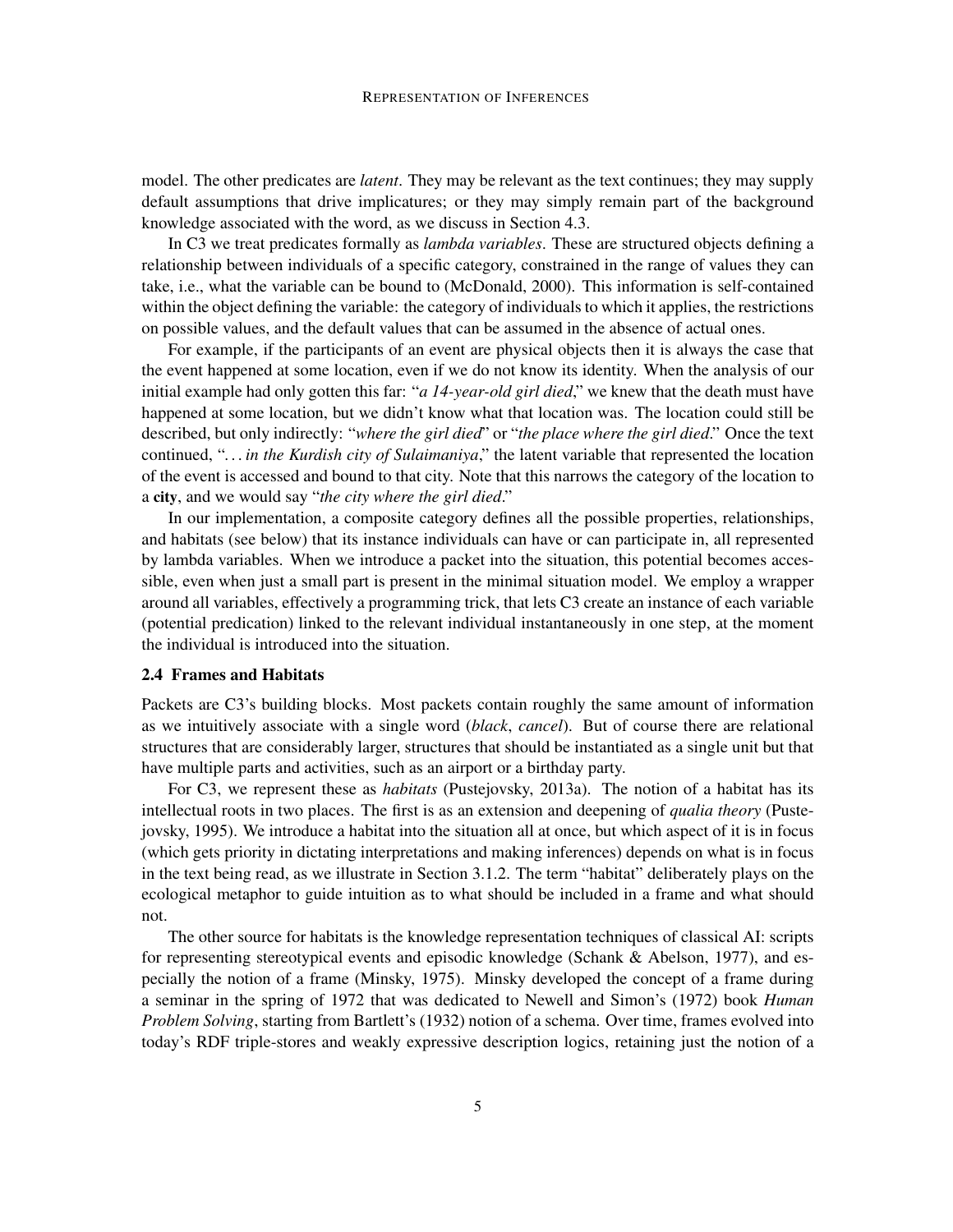model. The other predicates are *latent*. They may be relevant as the text continues; they may supply default assumptions that drive implicatures; or they may simply remain part of the background knowledge associated with the word, as we discuss in Section 4.3.

In C3 we treat predicates formally as *lambda variables*. These are structured objects defining a relationship between individuals of a specific category, constrained in the range of values they can take, i.e., what the variable can be bound to (McDonald, 2000). This information is self-contained within the object defining the variable: the category of individuals to which it applies, the restrictions on possible values, and the default values that can be assumed in the absence of actual ones.

For example, if the participants of an event are physical objects then it is always the case that the event happened at some location, even if we do not know its identity. When the analysis of our initial example had only gotten this far: "*a 14-year-old girl died*," we knew that the death must have happened at some location, but we didn't know what that location was. The location could still be described, but only indirectly: "*where the girl died*" or "*the place where the girl died*." Once the text continued, "*... in the Kurdish city of Sulaimaniya*," the latent variable that represented the location of the event is accessed and bound to that city. Note that this narrows the category of the location to a **city**, and we would say "*the city where the girl died*."

In our implementation, a composite category defines all the possible properties, relationships, and habitats (see below) that its instance individuals can have or can participate in, all represented by lambda variables. When we introduce a packet into the situation, this potential becomes accessible, even when just a small part is present in the minimal situation model. We employ a wrapper around all variables, effectively a programming trick, that lets C3 create an instance of each variable (potential predication) linked to the relevant individual instantaneously in one step, at the moment the individual is introduced into the situation.

### 2.4 Frames and Habitats

Packets are C3's building blocks. Most packets contain roughly the same amount of information as we intuitively associate with a single word (*black*, *cancel*). But of course there are relational structures that are considerably larger, structures that should be instantiated as a single unit but that have multiple parts and activities, such as an airport or a birthday party.

For C3, we represent these as *habitats* (Pustejovsky, 2013a). The notion of a habitat has its intellectual roots in two places. The first is as an extension and deepening of *qualia theory* (Pustejovsky, 1995). We introduce a habitat into the situation all at once, but which aspect of it is in focus (which gets priority in dictating interpretations and making inferences) depends on what is in focus in the text being read, as we illustrate in Section 3.1.2. The term "habitat" deliberately plays on the ecological metaphor to guide intuition as to what should be included in a frame and what should not.

The other source for habitats is the knowledge representation techniques of classical AI: scripts for representing stereotypical events and episodic knowledge (Schank & Abelson, 1977), and especially the notion of a frame (Minsky, 1975). Minsky developed the concept of a frame during a seminar in the spring of 1972 that was dedicated to Newell and Simon's (1972) book *Human Problem Solving*, starting from Bartlett's (1932) notion of a schema. Over time, frames evolved into today's RDF triple-stores and weakly expressive description logics, retaining just the notion of a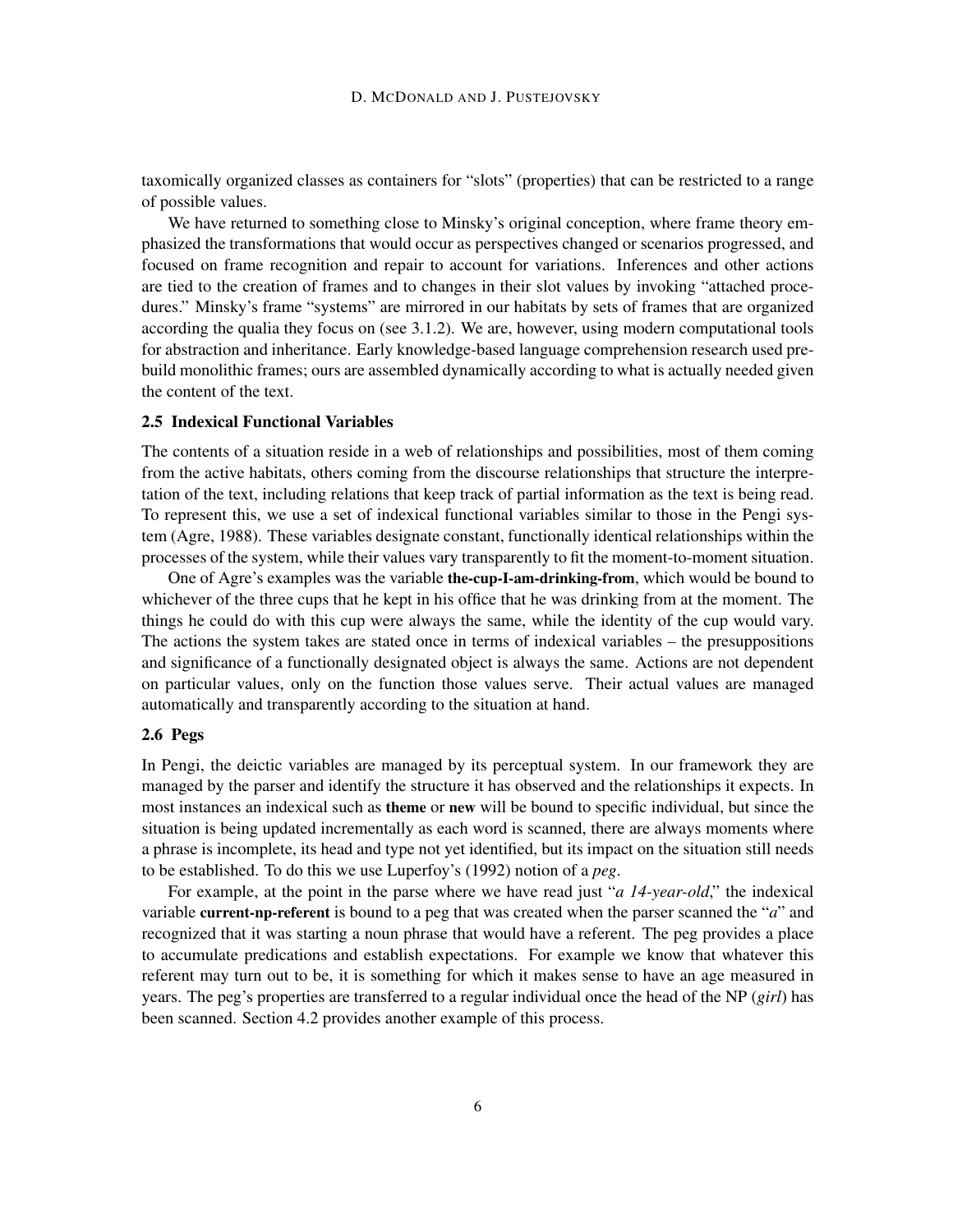taxomically organized classes as containers for "slots" (properties) that can be restricted to a range of possible values.

We have returned to something close to Minsky's original conception, where frame theory emphasized the transformations that would occur as perspectives changed or scenarios progressed, and focused on frame recognition and repair to account for variations. Inferences and other actions are tied to the creation of frames and to changes in their slot values by invoking "attached procedures." Minsky's frame "systems" are mirrored in our habitats by sets of frames that are organized according the qualia they focus on (see 3.1.2). We are, however, using modern computational tools for abstraction and inheritance. Early knowledge-based language comprehension research used prebuild monolithic frames; ours are assembled dynamically according to what is actually needed given the content of the text.

### 2.5 Indexical Functional Variables

The contents of a situation reside in a web of relationships and possibilities, most of them coming from the active habitats, others coming from the discourse relationships that structure the interpretation of the text, including relations that keep track of partial information as the text is being read. To represent this, we use a set of indexical functional variables similar to those in the Pengi system (Agre, 1988). These variables designate constant, functionally identical relationships within the processes of the system, while their values vary transparently to fit the moment-to-moment situation.

One of Agre's examples was the variable **the-cup-I-am-drinking-from**, which would be bound to whichever of the three cups that he kept in his office that he was drinking from at the moment. The things he could do with this cup were always the same, while the identity of the cup would vary. The actions the system takes are stated once in terms of indexical variables – the presuppositions and significance of a functionally designated object is always the same. Actions are not dependent on particular values, only on the function those values serve. Their actual values are managed automatically and transparently according to the situation at hand.

### 2.6 Pegs

In Pengi, the deictic variables are managed by its perceptual system. In our framework they are managed by the parser and identify the structure it has observed and the relationships it expects. In most instances an indexical such as **theme** or **new** will be bound to specific individual, but since the situation is being updated incrementally as each word is scanned, there are always moments where a phrase is incomplete, its head and type not yet identified, but its impact on the situation still needs to be established. To do this we use Luperfoy's (1992) notion of a *peg*.

For example, at the point in the parse where we have read just "*a 14-year-old*," the indexical variable **current-np-referent** is bound to a peg that was created when the parser scanned the "*a*" and recognized that it was starting a noun phrase that would have a referent. The peg provides a place to accumulate predications and establish expectations. For example we know that whatever this referent may turn out to be, it is something for which it makes sense to have an age measured in years. The peg's properties are transferred to a regular individual once the head of the NP (*girl*) has been scanned. Section 4.2 provides another example of this process.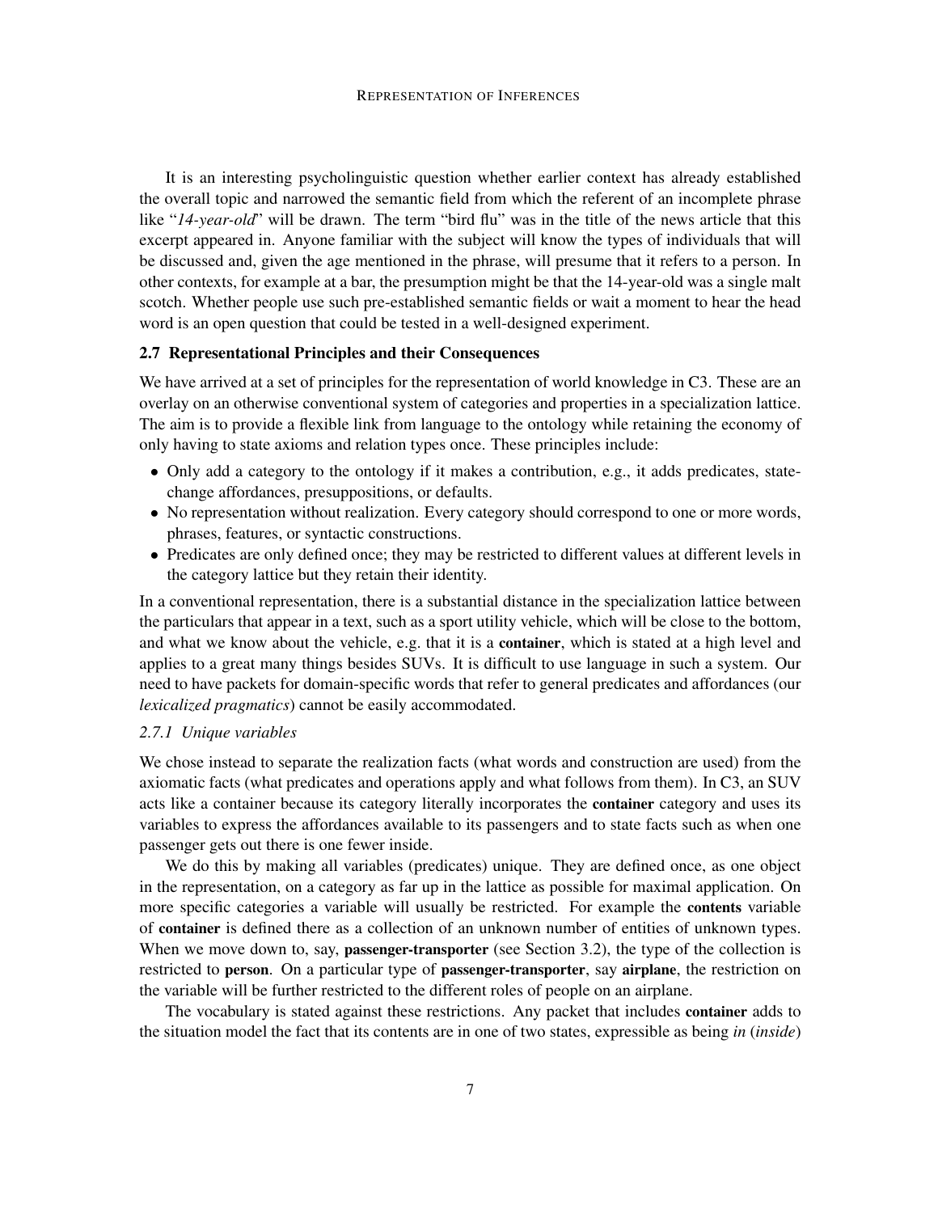It is an interesting psycholinguistic question whether earlier context has already established the overall topic and narrowed the semantic field from which the referent of an incomplete phrase like "*14-year-old*" will be drawn. The term "bird flu" was in the title of the news article that this excerpt appeared in. Anyone familiar with the subject will know the types of individuals that will be discussed and, given the age mentioned in the phrase, will presume that it refers to a person. In other contexts, for example at a bar, the presumption might be that the 14-year-old was a single malt scotch. Whether people use such pre-established semantic fields or wait a moment to hear the head word is an open question that could be tested in a well-designed experiment.

### 2.7 Representational Principles and their Consequences

We have arrived at a set of principles for the representation of world knowledge in C3. These are an overlay on an otherwise conventional system of categories and properties in a specialization lattice. The aim is to provide a flexible link from language to the ontology while retaining the economy of only having to state axioms and relation types once. These principles include:

- Only add a category to the ontology if it makes a contribution, e.g., it adds predicates, state-change affordances, presuppositions, or defaults.
- No representation without realization. Every category should correspond to one or more words, phrases, features, or syntactic constructions.
- Predicates are only defined once; they may be restricted to different values at different levels in the category lattice but they retain their identity.

In a conventional representation, there is a substantial distance in the specialization lattice between the particulars that appear in a text, such as a sport utility vehicle, which will be close to the bottom, and what we know about the vehicle, e.g. that it is a **container**, which is stated at a high level and applies to a great many things besides SUVs. It is difficult to use language in such a system. Our need to have packets for domain-specific words that refer to general predicates and affordances (our *lexicalized pragmatics*) cannot be easily accommodated.

#### *2.7.1 Unique variables*

We chose instead to separate the realization facts (what words and construction are used) from the axiomatic facts (what predicates and operations apply and what follows from them). In C3, an SUV acts like a container because its category literally incorporates the **container** category and uses its variables to express the affordances available to its passengers and to state facts such as when one passenger gets out there is one fewer inside.

We do this by making all variables (predicates) unique. They are defined once, as one object in the representation, on a category as far up in the lattice as possible for maximal application. On more specific categories a variable will usually be restricted. For example the **contents** variable of **container** is defined there as a collection of an unknown number of entities of unknown types. When we move down to, say, **passenger-transporter** (see Section 3.2), the type of the collection is restricted to **person**. On a particular type of **passenger-transporter**, say **airplane**, the restriction on the variable will be further restricted to the different roles of people on an airplane.

The vocabulary is stated against these restrictions. Any packet that includes **container** adds to the situation model the fact that its contents are in one of two states, expressible as being *in* (*inside*)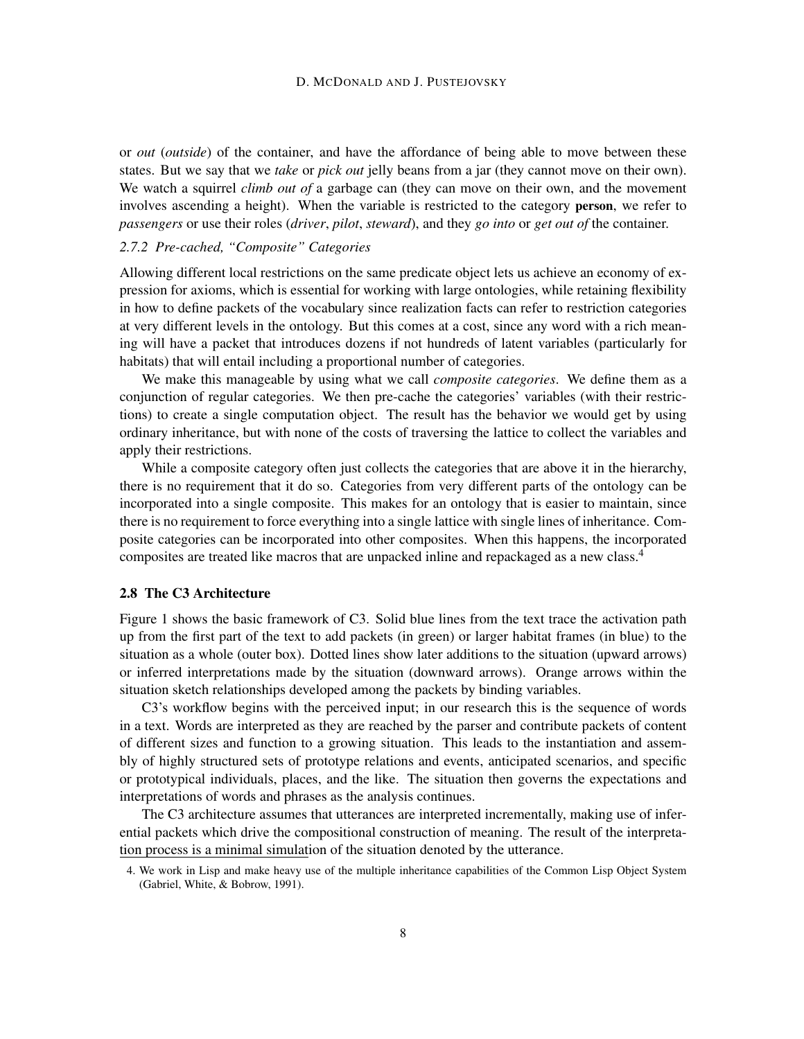or *out* (*outside*) of the container, and have the affordance of being able to move between these states. But we say that we *take* or *pick out* jelly beans from a jar (they cannot move on their own). We watch a squirrel *climb out of* a garbage can (they can move on their own, and the movement involves ascending a height). When the variable is restricted to the category **person**, we refer to *passengers* or use their roles (*driver*, *pilot*, *steward*), and they *go into* or *get out of* the container.

### 2.7.2 Pre-cached, "Composite" Categories

Allowing different local restrictions on the same predicate object lets us achieve an economy of expression for axioms, which is essential for working with large ontologies, while retaining flexibility in how to define packets of the vocabulary since realization facts can refer to restriction categories at very different levels in the ontology. But this comes at a cost, since any word with a rich meaning will have a packet that introduces dozens if not hundreds of latent variables (particularly for habitats) that will entail including a proportional number of categories.

We make this manageable by using what we call *composite categories*. We define them as a conjunction of regular categories. We then pre-cache the categories' variables (with their restrictions) to create a single computation object. The result has the behavior we would get by using ordinary inheritance, but with none of the costs of traversing the lattice to collect the variables and apply their restrictions.

While a composite category often just collects the categories that are above it in the hierarchy, there is no requirement that it do so. Categories from very different parts of the ontology can be incorporated into a single composite. This makes for an ontology that is easier to maintain, since there is no requirement to force everything into a single lattice with single lines of inheritance. Composite categories can be incorporated into other composites. When this happens, the incorporated composites are treated like macros that are unpacked inline and repackaged as a new class.[4]

## 2.8 The C3 Architecture

Figure 1 shows the basic framework of C3. Solid blue lines from the text trace the activation path up from the first part of the text to add packets (in green) or larger habitat frames (in blue) to the situation as a whole (outer box). Dotted lines show later additions to the situation (upward arrows) or inferred interpretations made by the situation (downward arrows). Orange arrows within the situation sketch relationships developed among the packets by binding variables.

C3's workflow begins with the perceived input; in our research this is the sequence of words in a text. Words are interpreted as they are reached by the parser and contribute packets of content of different sizes and function to a growing situation. This leads to the instantiation and assembly of highly structured sets of prototype relations and events, anticipated scenarios, and specific or prototypical individuals, places, and the like. The situation then governs the expectations and interpretations of words and phrases as the analysis continues.

The C3 architecture assumes that utterances are interpreted incrementally, making use of inferential packets which drive the compositional construction of meaning. The result of the interpretation process is a minimal simulation of the situation denoted by the utterance.

4. We work in Lisp and make heavy use of the multiple inheritance capabilities of the Common Lisp Object System (Gabriel, White, & Bobrow, 1991).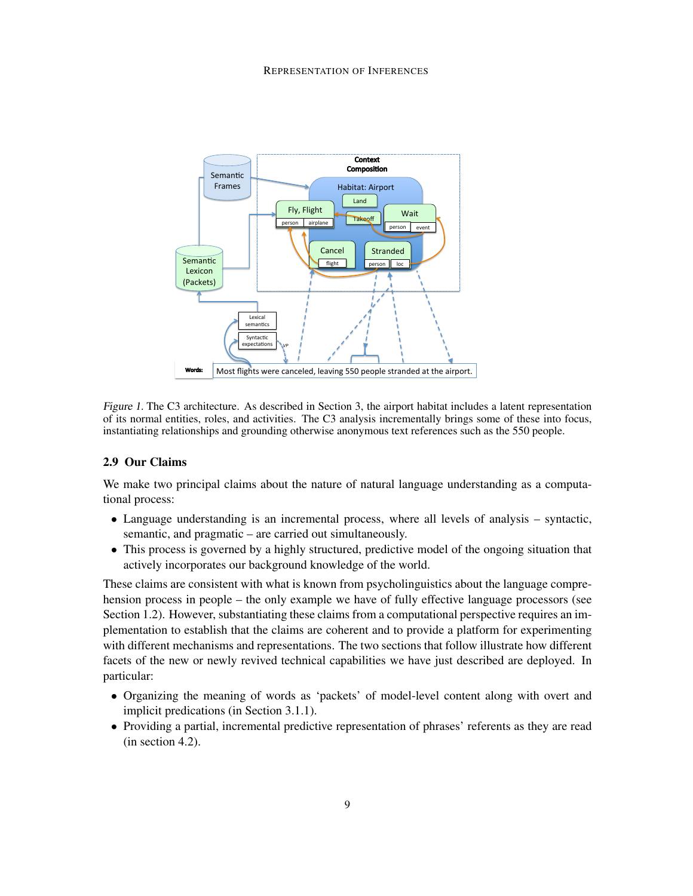*Figure 1.* The C3 architecture. As described in Section 3, the airport habitat includes a latent representation of its normal entities, roles, and activities. The C3 analysis incrementally brings some of these into focus, instantiating relationships and grounding otherwise anonymous text references such as the 550 people.

## 2.9 Our Claims

We make two principal claims about the nature of natural language understanding as a computational process:

- Language understanding is an incremental process, where all levels of analysis – syntactic, semantic, and pragmatic – are carried out simultaneously.
- This process is governed by a highly structured, predictive model of the ongoing situation that actively incorporates our background knowledge of the world.

These claims are consistent with what is known from psycholinguistics about the language comprehension process in people – the only example we have of fully effective language processors (see Section 1.2). However, substantiating these claims from a computational perspective requires an implementation to establish that the claims are coherent and to provide a platform for experimenting with different mechanisms and representations. The two sections that follow illustrate how different facets of the new or newly revived technical capabilities we have just described are deployed. In particular:

- Organizing the meaning of words as 'packets' of model-level content along with overt and implicit predications (in Section 3.1.1).
- Providing a partial, incremental predictive representation of phrases' referents as they are read (in section 4.2).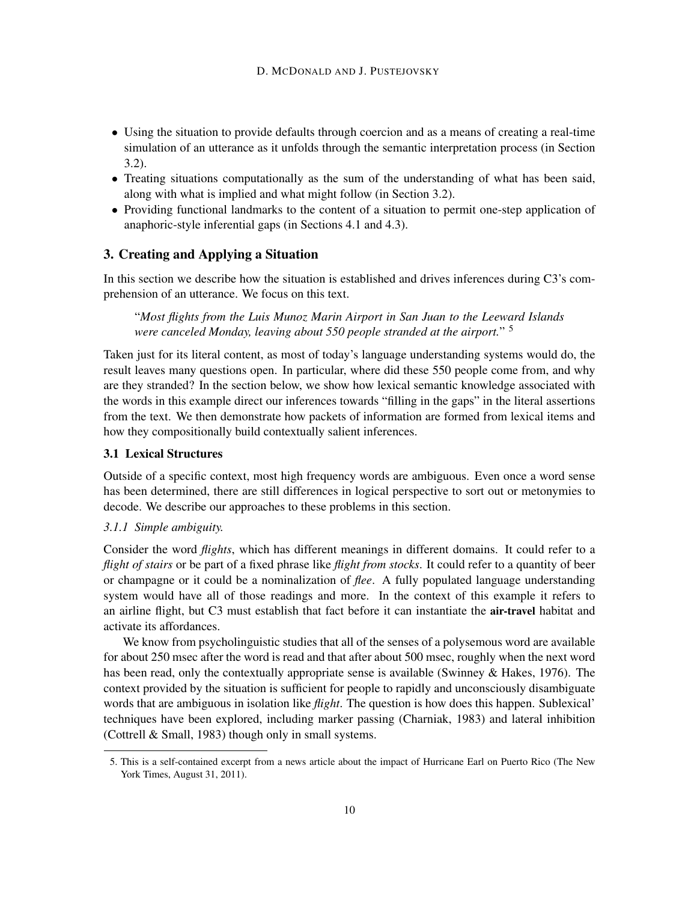- Using the situation to provide defaults through coercion and as a means of creating a real-time simulation of an utterance as it unfolds through the semantic interpretation process (in Section 3.2).
- Treating situations computationally as the sum of the understanding of what has been said, along with what is implied and what might follow (in Section 3.2).
- Providing functional landmarks to the content of a situation to permit one-step application of anaphoric-style inferential gaps (in Sections 4.1 and 4.3).

## 3. Creating and Applying a Situation

In this section we describe how the situation is established and drives inferences during C3's comprehension of an utterance. We focus on this text.

> "*Most flights from the Luis Munoz Marin Airport in San Juan to the Leeward Islands were canceled Monday, leaving about 550 people stranded at the airport.*" [5]

Taken just for its literal content, as most of today's language understanding systems would do, the result leaves many questions open. In particular, where did these 550 people come from, and why are they stranded? In the section below, we show how lexical semantic knowledge associated with the words in this example direct our inferences towards "filling in the gaps" in the literal assertions from the text. We then demonstrate how packets of information are formed from lexical items and how they compositionally build contextually salient inferences.

### 3.1 Lexical Structures

Outside of a specific context, most high frequency words are ambiguous. Even once a word sense has been determined, there are still differences in logical perspective to sort out or metonymies to decode. We describe our approaches to these problems in this section.

#### *3.1.1 Simple ambiguity.*

Consider the word *flights*, which has different meanings in different domains. It could refer to a *flight of stairs* or be part of a fixed phrase like *flight from stocks*. It could refer to a quantity of beer or champagne or it could be a nominalization of *flee*. A fully populated language understanding system would have all of those readings and more. In the context of this example it refers to an airline flight, but C3 must establish that fact before it can instantiate the **air-travel** habitat and activate its affordances.

We know from psycholinguistic studies that all of the senses of a polysemous word are available for about 250 msec after the word is read and that after about 500 msec, roughly when the next word has been read, only the contextually appropriate sense is available (Swinney & Hakes, 1976). The context provided by the situation is sufficient for people to rapidly and unconsciously disambiguate words that are ambiguous in isolation like *flight*. The question is how does this happen. Sublexical' techniques have been explored, including marker passing (Charniak, 1983) and lateral inhibition (Cottrell & Small, 1983) though only in small systems.

5. This is a self-contained excerpt from a news article about the impact of Hurricane Earl on Puerto Rico (The New York Times, August 31, 2011).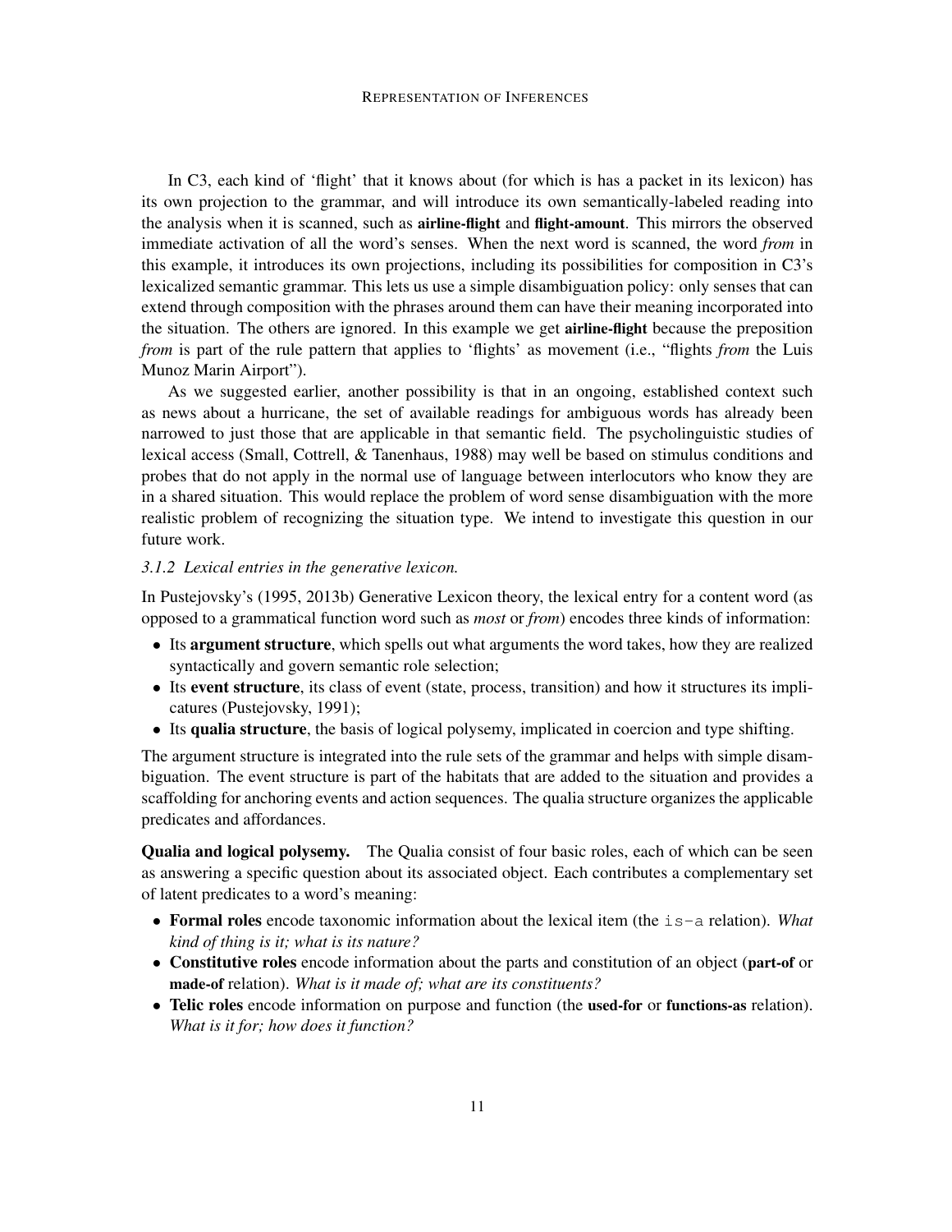In C3, each kind of 'flight' that it knows about (for which is has a packet in its lexicon) has its own projection to the grammar, and will introduce its own semantically-labeled reading into the analysis when it is scanned, such as **airline-flight** and **flight-amount**. This mirrors the observed immediate activation of all the word's senses. When the next word is scanned, the word *from* in this example, it introduces its own projections, including its possibilities for composition in C3's lexicalized semantic grammar. This lets us use a simple disambiguation policy: only senses that can extend through composition with the phrases around them can have their meaning incorporated into the situation. The others are ignored. In this example we get **airline-flight** because the preposition *from* is part of the rule pattern that applies to 'flights' as movement (i.e., "flights *from* the Luis Munoz Marin Airport").

As we suggested earlier, another possibility is that in an ongoing, established context such as news about a hurricane, the set of available readings for ambiguous words has already been narrowed to just those that are applicable in that semantic field. The psycholinguistic studies of lexical access (Small, Cottrell, & Tanenhaus, 1988) may well be based on stimulus conditions and probes that do not apply in the normal use of language between interlocutors who know they are in a shared situation. This would replace the problem of word sense disambiguation with the more realistic problem of recognizing the situation type. We intend to investigate this question in our future work.

### *3.1.2 Lexical entries in the generative lexicon.*

In Pustejovsky's (1995, 2013b) Generative Lexicon theory, the lexical entry for a content word (as opposed to a grammatical function word such as *most* or *from*) encodes three kinds of information:

- Its **argument structure**, which spells out what arguments the word takes, how they are realized syntactically and govern semantic role selection;
- Its **event structure**, its class of event (state, process, transition) and how it structures its implicatures (Pustejovsky, 1991);
- Its **qualia structure**, the basis of logical polysemy, implicated in coercion and type shifting.

The argument structure is integrated into the rule sets of the grammar and helps with simple disambiguation. The event structure is part of the habitats that are added to the situation and provides a scaffolding for anchoring events and action sequences. The qualia structure organizes the applicable predicates and affordances.

**Qualia and logical polysemy.** The Qualia consist of four basic roles, each of which can be seen as answering a specific question about its associated object. Each contributes a complementary set of latent predicates to a word's meaning:

- **Formal roles** encode taxonomic information about the lexical item (the `is-a` relation). *What kind of thing is it; what is its nature?*
- **Constitutive roles** encode information about the parts and constitution of an object (**part-of** or **made-of** relation). *What is it made of; what are its constituents?*
- **Telic roles** encode information on purpose and function (the **used-for** or **functions-as** relation). *What is it for; how does it function?*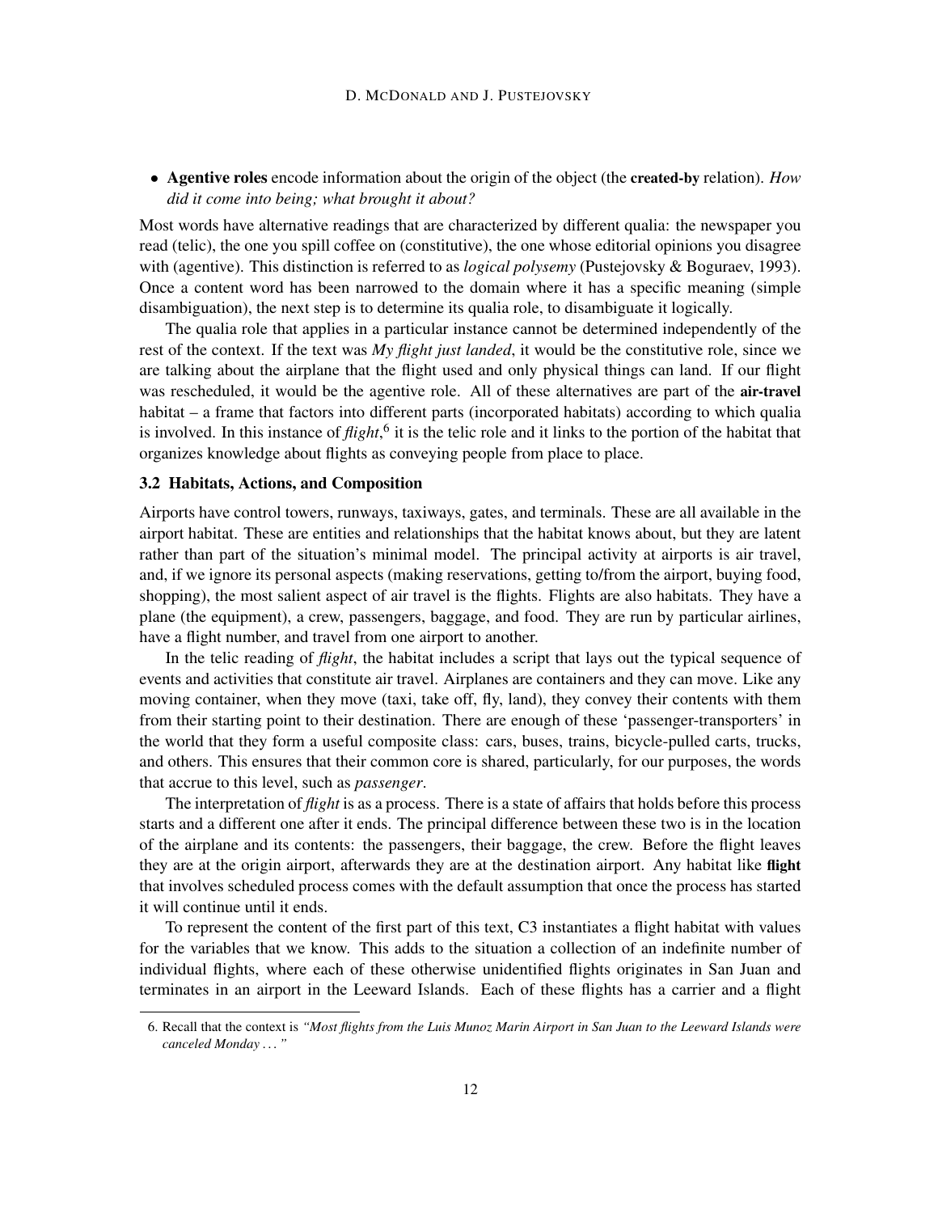- **Agentive roles** encode information about the origin of the object (the **created-by** relation). *How did it come into being; what brought it about?*

Most words have alternative readings that are characterized by different qualia: the newspaper you read (telic), the one you spill coffee on (constitutive), the one whose editorial opinions you disagree with (agentive). This distinction is referred to as *logical polysemy* (Pustejovsky & Boguraev, 1993). Once a content word has been narrowed to the domain where it has a specific meaning (simple disambiguation), the next step is to determine its qualia role, to disambiguate it logically.

The qualia role that applies in a particular instance cannot be determined independently of the rest of the context. If the text was *My flight just landed*, it would be the constitutive role, since we are talking about the airplane that the flight used and only physical things can land. If our flight was rescheduled, it would be the agentive role. All of these alternatives are part of the **air-travel** habitat – a frame that factors into different parts (incorporated habitats) according to which qualia is involved. In this instance of *flight*,[6] it is the telic role and it links to the portion of the habitat that organizes knowledge about flights as conveying people from place to place.

### 3.2 Habitats, Actions, and Composition

Airports have control towers, runways, taxiways, gates, and terminals. These are all available in the airport habitat. These are entities and relationships that the habitat knows about, but they are latent rather than part of the situation's minimal model. The principal activity at airports is air travel, and, if we ignore its personal aspects (making reservations, getting to/from the airport, buying food, shopping), the most salient aspect of air travel is the flights. Flights are also habitats. They have a plane (the equipment), a crew, passengers, baggage, and food. They are run by particular airlines, have a flight number, and travel from one airport to another.

In the telic reading of *flight*, the habitat includes a script that lays out the typical sequence of events and activities that constitute air travel. Airplanes are containers and they can move. Like any moving container, when they move (taxi, take off, fly, land), they convey their contents with them from their starting point to their destination. There are enough of these 'passenger-transporters' in the world that they form a useful composite class: cars, buses, trains, bicycle-pulled carts, trucks, and others. This ensures that their common core is shared, particularly, for our purposes, the words that accrue to this level, such as *passenger*.

The interpretation of *flight* is as a process. There is a state of affairs that holds before this process starts and a different one after it ends. The principal difference between these two is in the location of the airplane and its contents: the passengers, their baggage, the crew. Before the flight leaves they are at the origin airport, afterwards they are at the destination airport. Any habitat like **flight** that involves scheduled process comes with the default assumption that once the process has started it will continue until it ends.

To represent the content of the first part of this text, C3 instantiates a flight habitat with values for the variables that we know. This adds to the situation a collection of an indefinite number of individual flights, where each of these otherwise unidentified flights originates in San Juan and terminates in an airport in the Leeward Islands. Each of these flights has a carrier and a flight

---

6. Recall that the context is *"Most flights from the Luis Munoz Marin Airport in San Juan to the Leeward Islands were canceled Monday . . . "*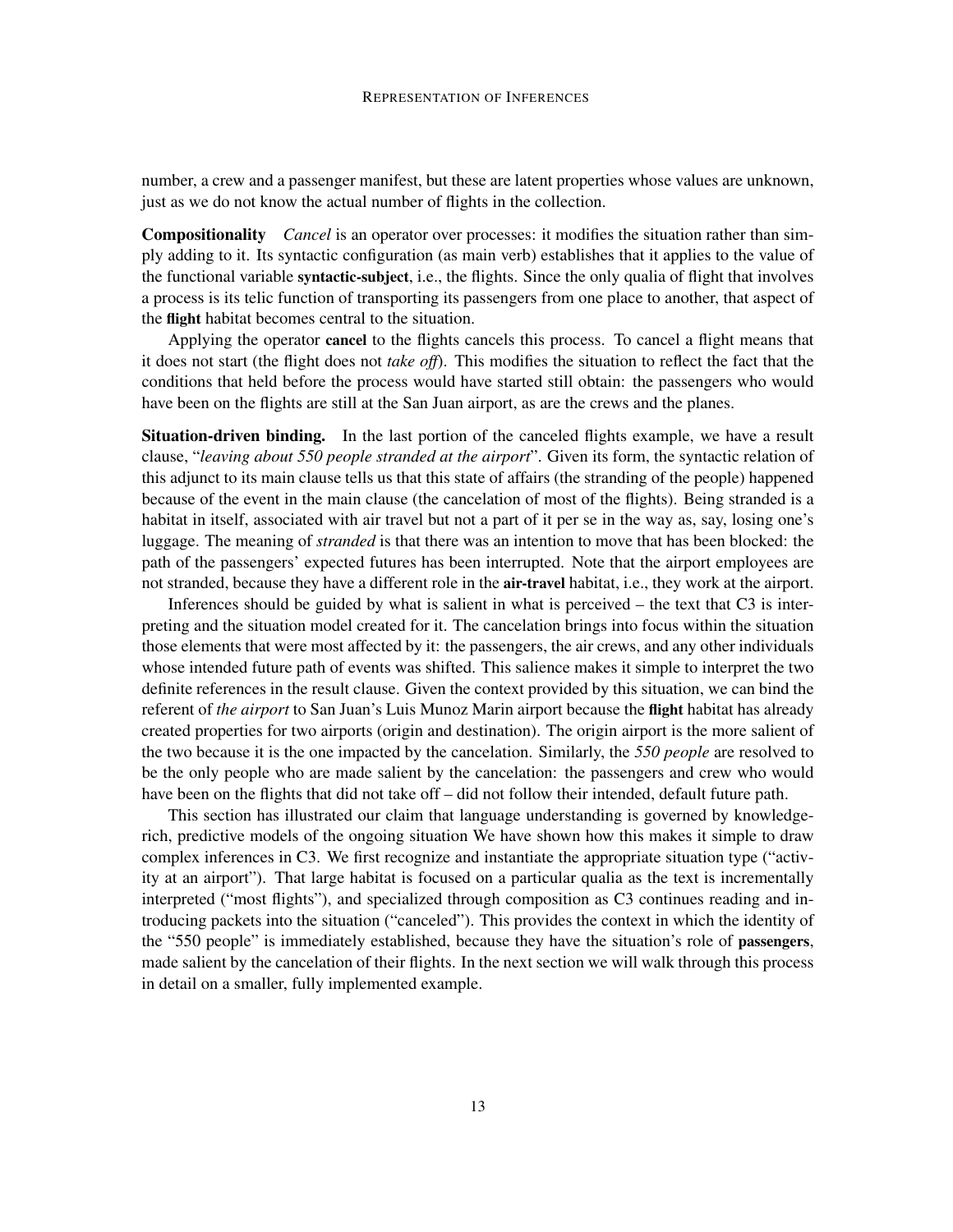number, a crew and a passenger manifest, but these are latent properties whose values are unknown, just as we do not know the actual number of flights in the collection.

**Compositionality** *Cancel* is an operator over processes: it modifies the situation rather than simply adding to it. Its syntactic configuration (as main verb) establishes that it applies to the value of the functional variable **syntactic-subject**, i.e., the flights. Since the only qualia of flight that involves a process is its telic function of transporting its passengers from one place to another, that aspect of the **flight** habitat becomes central to the situation.

Applying the operator **cancel** to the flights cancels this process. To cancel a flight means that it does not start (the flight does not *take off*). This modifies the situation to reflect the fact that the conditions that held before the process would have started still obtain: the passengers who would have been on the flights are still at the San Juan airport, as are the crews and the planes.

**Situation-driven binding.** In the last portion of the canceled flights example, we have a result clause, "*leaving about 550 people stranded at the airport*". Given its form, the syntactic relation of this adjunct to its main clause tells us that this state of affairs (the stranding of the people) happened because of the event in the main clause (the cancelation of most of the flights). Being stranded is a habitat in itself, associated with air travel but not a part of it per se in the way as, say, losing one's luggage. The meaning of *stranded* is that there was an intention to move that has been blocked: the path of the passengers' expected futures has been interrupted. Note that the airport employees are not stranded, because they have a different role in the **air-travel** habitat, i.e., they work at the airport.

Inferences should be guided by what is salient in what is perceived – the text that C3 is interpreting and the situation model created for it. The cancelation brings into focus within the situation those elements that were most affected by it: the passengers, the air crews, and any other individuals whose intended future path of events was shifted. This salience makes it simple to interpret the two definite references in the result clause. Given the context provided by this situation, we can bind the referent of *the airport* to San Juan's Luis Munoz Marin airport because the **flight** habitat has already created properties for two airports (origin and destination). The origin airport is the more salient of the two because it is the one impacted by the cancelation. Similarly, the *550 people* are resolved to be the only people who are made salient by the cancelation: the passengers and crew who would have been on the flights that did not take off – did not follow their intended, default future path.

This section has illustrated our claim that language understanding is governed by knowledge-rich, predictive models of the ongoing situation We have shown how this makes it simple to draw complex inferences in C3. We first recognize and instantiate the appropriate situation type ("activity at an airport"). That large habitat is focused on a particular qualia as the text is incrementally interpreted ("most flights"), and specialized through composition as C3 continues reading and introducing packets into the situation ("canceled"). This provides the context in which the identity of the "550 people" is immediately established, because they have the situation's role of **passengers**, made salient by the cancelation of their flights. In the next section we will walk through this process in detail on a smaller, fully implemented example.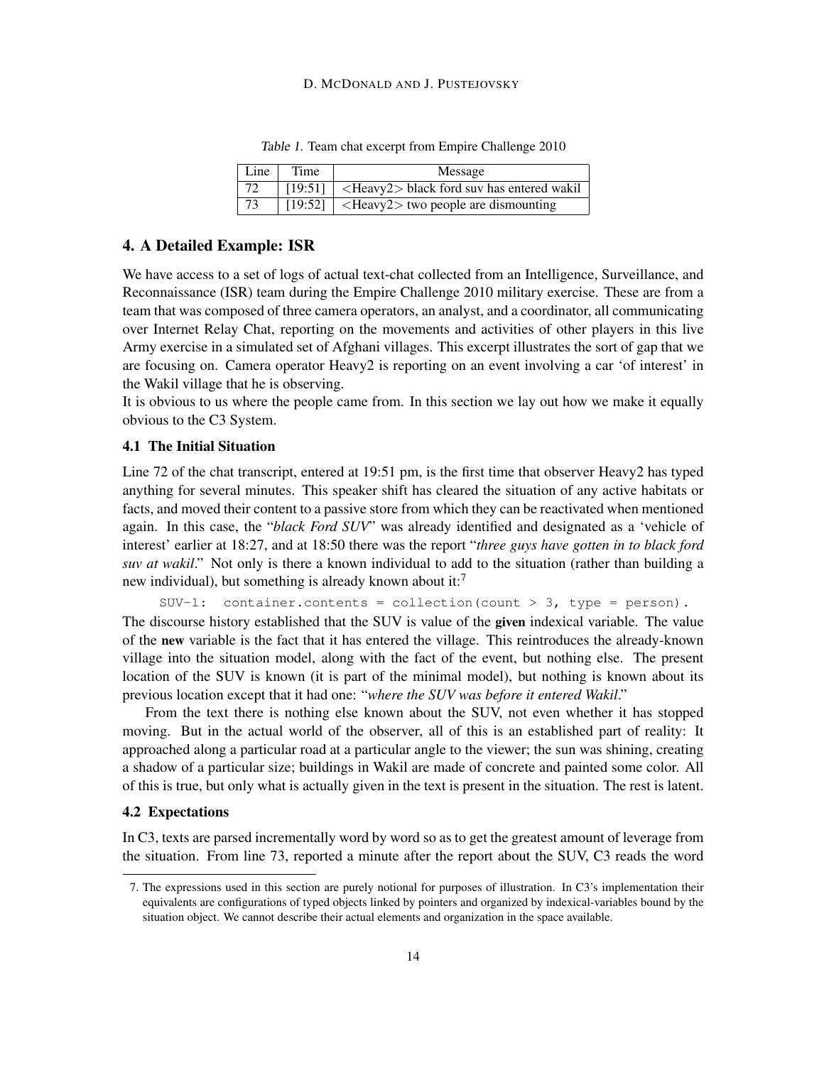Table 1. Team chat excerpt from Empire Challenge 2010

| Line | Time | Message |
|---|---|---|
| 72 | [19:51] | <Heavy2> black ford suv has entered wakil |
| 73 | [19:52] | <Heavy2> two people are dismounting |

## 4. A Detailed Example: ISR

We have access to a set of logs of actual text-chat collected from an Intelligence, Surveillance, and Reconnaissance (ISR) team during the Empire Challenge 2010 military exercise. These are from a team that was composed of three camera operators, an analyst, and a coordinator, all communicating over Internet Relay Chat, reporting on the movements and activities of other players in this live Army exercise in a simulated set of Afghani villages. This excerpt illustrates the sort of gap that we are focusing on. Camera operator Heavy2 is reporting on an event involving a car 'of interest' in the Wakil village that he is observing.

It is obvious to us where the people came from. In this section we lay out how we make it equally obvious to the C3 System.

### 4.1 The Initial Situation

Line 72 of the chat transcript, entered at 19:51 pm, is the first time that observer Heavy2 has typed anything for several minutes. This speaker shift has cleared the situation of any active habitats or facts, and moved their content to a passive store from which they can be reactivated when mentioned again. In this case, the "*black Ford SUV*" was already identified and designated as a 'vehicle of interest' earlier at 18:27, and at 18:50 there was the report "*three guys have gotten in to black ford suv at wakil*." Not only is there a known individual to add to the situation (rather than building a new individual), but something is already known about it:[7]

```
SUV-1:  container.contents = collection(count > 3, type = person).
```

The discourse history established that the SUV is value of the **given** indexical variable. The value of the **new** variable is the fact that it has entered the village. This reintroduces the already-known village into the situation model, along with the fact of the event, but nothing else. The present location of the SUV is known (it is part of the minimal model), but nothing is known about its previous location except that it had one: "*where the SUV was before it entered Wakil*."

From the text there is nothing else known about the SUV, not even whether it has stopped moving. But in the actual world of the observer, all of this is an established part of reality: It approached along a particular road at a particular angle to the viewer; the sun was shining, creating a shadow of a particular size; buildings in Wakil are made of concrete and painted some color. All of this is true, but only what is actually given in the text is present in the situation. The rest is latent.

### 4.2 Expectations

In C3, texts are parsed incrementally word by word so as to get the greatest amount of leverage from the situation. From line 73, reported a minute after the report about the SUV, C3 reads the word

7. The expressions used in this section are purely notional for purposes of illustration. In C3's implementation their equivalents are configurations of typed objects linked by pointers and organized by indexical-variables bound by the situation object. We cannot describe their actual elements and organization in the space available.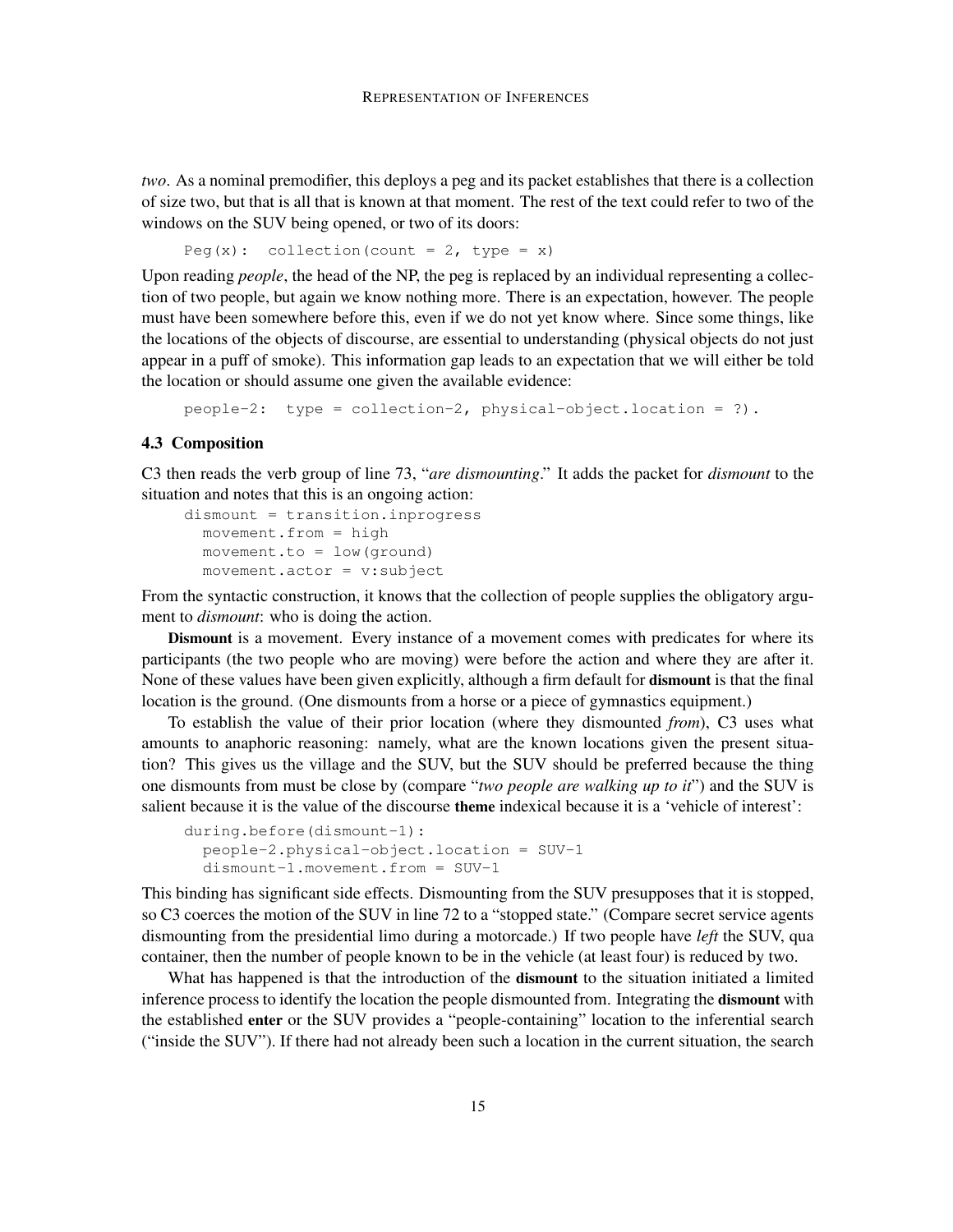*two*. As a nominal premodifier, this deploys a peg and its packet establishes that there is a collection of size two, but that is all that is known at that moment. The rest of the text could refer to two of the windows on the SUV being opened, or two of its doors:

```
Peg(x):  collection(count = 2, type = x)
```

Upon reading *people*, the head of the NP, the peg is replaced by an individual representing a collection of two people, but again we know nothing more. There is an expectation, however. The people must have been somewhere before this, even if we do not yet know where. Since some things, like the locations of the objects of discourse, are essential to understanding (physical objects do not just appear in a puff of smoke). This information gap leads to an expectation that we will either be told the location or should assume one given the available evidence:

```
people-2:  type = collection-2, physical-object.location = ?).
```

### 4.3 Composition

C3 then reads the verb group of line 73, "*are dismounting*." It adds the packet for *dismount* to the situation and notes that this is an ongoing action:

```
dismount = transition.inprogress
  movement.from = high
  movement.to = low(ground)
  movement.actor = v:subject
```

From the syntactic construction, it knows that the collection of people supplies the obligatory argument to *dismount*: who is doing the action.

**Dismount** is a movement. Every instance of a movement comes with predicates for where its participants (the two people who are moving) were before the action and where they are after it. None of these values have been given explicitly, although a firm default for **dismount** is that the final location is the ground. (One dismounts from a horse or a piece of gymnastics equipment.)

To establish the value of their prior location (where they dismounted *from*), C3 uses what amounts to anaphoric reasoning: namely, what are the known locations given the present situation? This gives us the village and the SUV, but the SUV should be preferred because the thing one dismounts from must be close by (compare "*two people are walking up to it*") and the SUV is salient because it is the value of the discourse **theme** indexical because it is a 'vehicle of interest':

```
during.before(dismount-1):
  people-2.physical-object.location = SUV-1
  dismount-1.movement.from = SUV-1
```

This binding has significant side effects. Dismounting from the SUV presupposes that it is stopped, so C3 coerces the motion of the SUV in line 72 to a "stopped state." (Compare secret service agents dismounting from the presidential limo during a motorcade.) If two people have *left* the SUV, qua container, then the number of people known to be in the vehicle (at least four) is reduced by two.

What has happened is that the introduction of the **dismount** to the situation initiated a limited inference process to identify the location the people dismounted from. Integrating the **dismount** with the established **enter** or the SUV provides a "people-containing" location to the inferential search ("inside the SUV"). If there had not already been such a location in the current situation, the search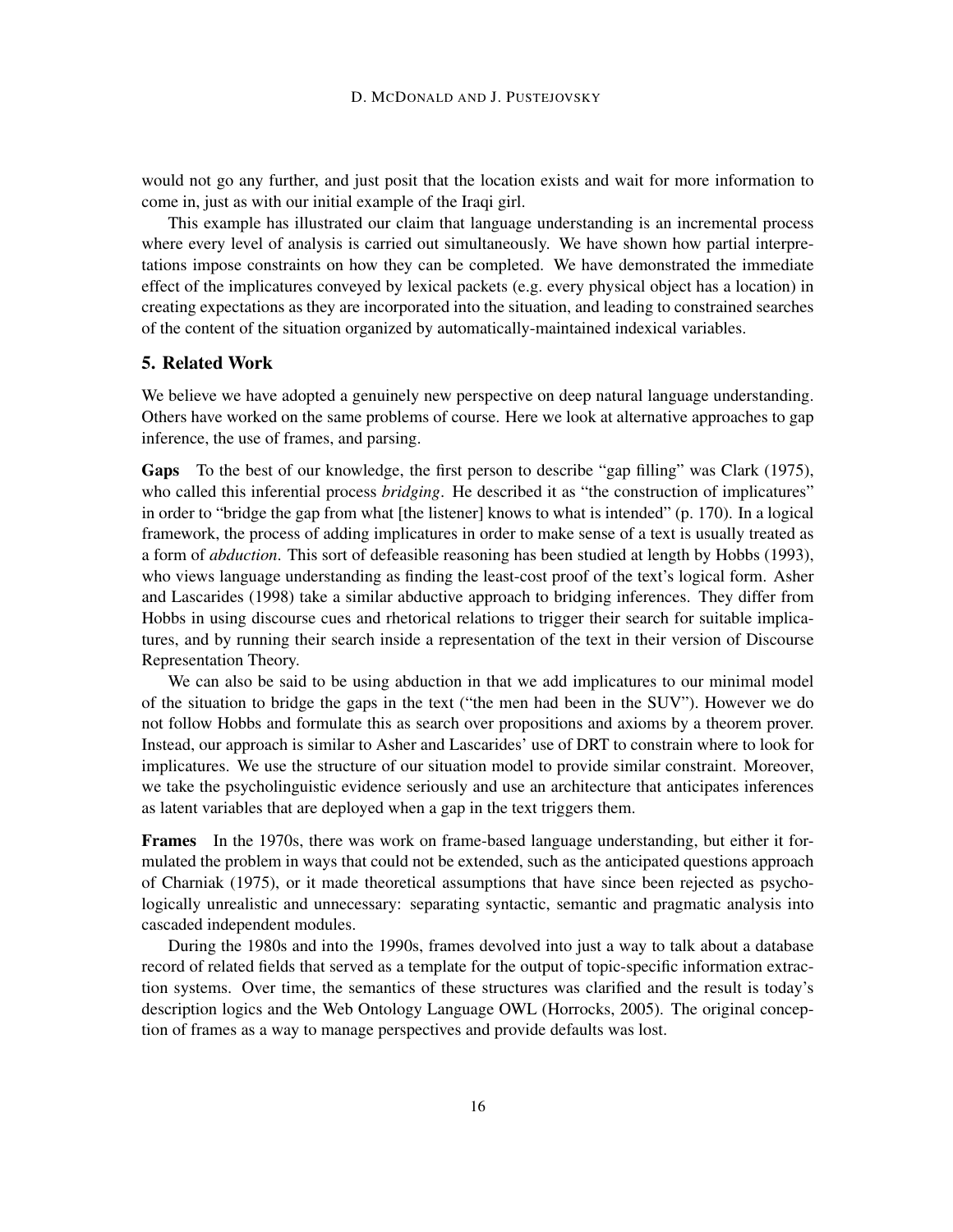would not go any further, and just posit that the location exists and wait for more information to come in, just as with our initial example of the Iraqi girl.

This example has illustrated our claim that language understanding is an incremental process where every level of analysis is carried out simultaneously. We have shown how partial interpretations impose constraints on how they can be completed. We have demonstrated the immediate effect of the implicatures conveyed by lexical packets (e.g. every physical object has a location) in creating expectations as they are incorporated into the situation, and leading to constrained searches of the content of the situation organized by automatically-maintained indexical variables.

## 5. Related Work

We believe we have adopted a genuinely new perspective on deep natural language understanding. Others have worked on the same problems of course. Here we look at alternative approaches to gap inference, the use of frames, and parsing.

**Gaps** To the best of our knowledge, the first person to describe "gap filling" was Clark (1975), who called this inferential process *bridging*. He described it as "the construction of implicatures" in order to "bridge the gap from what [the listener] knows to what is intended" (p. 170). In a logical framework, the process of adding implicatures in order to make sense of a text is usually treated as a form of *abduction*. This sort of defeasible reasoning has been studied at length by Hobbs (1993), who views language understanding as finding the least-cost proof of the text's logical form. Asher and Lascarides (1998) take a similar abductive approach to bridging inferences. They differ from Hobbs in using discourse cues and rhetorical relations to trigger their search for suitable implicatures, and by running their search inside a representation of the text in their version of Discourse Representation Theory.

We can also be said to be using abduction in that we add implicatures to our minimal model of the situation to bridge the gaps in the text ("the men had been in the SUV"). However we do not follow Hobbs and formulate this as search over propositions and axioms by a theorem prover. Instead, our approach is similar to Asher and Lascarides' use of DRT to constrain where to look for implicatures. We use the structure of our situation model to provide similar constraint. Moreover, we take the psycholinguistic evidence seriously and use an architecture that anticipates inferences as latent variables that are deployed when a gap in the text triggers them.

**Frames** In the 1970s, there was work on frame-based language understanding, but either it formulated the problem in ways that could not be extended, such as the anticipated questions approach of Charniak (1975), or it made theoretical assumptions that have since been rejected as psychologically unrealistic and unnecessary: separating syntactic, semantic and pragmatic analysis into cascaded independent modules.

During the 1980s and into the 1990s, frames devolved into just a way to talk about a database record of related fields that served as a template for the output of topic-specific information extraction systems. Over time, the semantics of these structures was clarified and the result is today's description logics and the Web Ontology Language OWL (Horrocks, 2005). The original conception of frames as a way to manage perspectives and provide defaults was lost.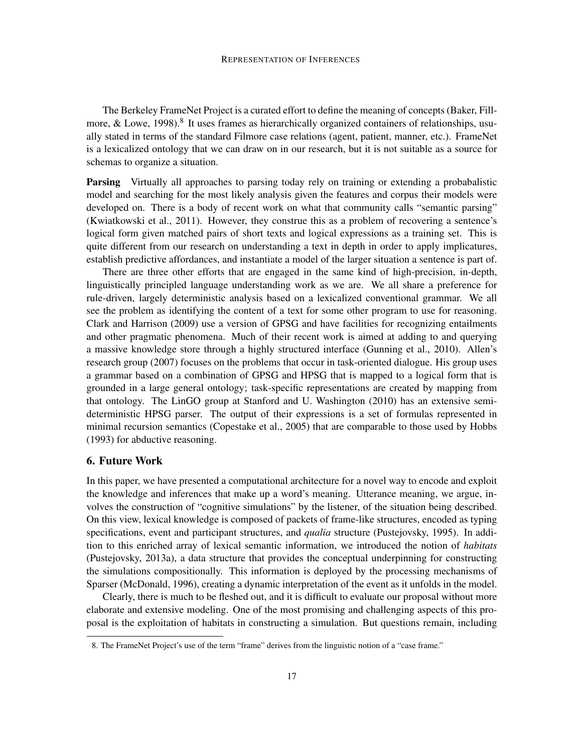The Berkeley FrameNet Project is a curated effort to define the meaning of concepts (Baker, Fillmore, & Lowe, 1998).[8] It uses frames as hierarchically organized containers of relationships, usually stated in terms of the standard Filmore case relations (agent, patient, manner, etc.). FrameNet is a lexicalized ontology that we can draw on in our research, but it is not suitable as a source for schemas to organize a situation.

**Parsing** Virtually all approaches to parsing today rely on training or extending a probabalistic model and searching for the most likely analysis given the features and corpus their models were developed on. There is a body of recent work on what that community calls "semantic parsing" (Kwiatkowski et al., 2011). However, they construe this as a problem of recovering a sentence's logical form given matched pairs of short texts and logical expressions as a training set. This is quite different from our research on understanding a text in depth in order to apply implicatures, establish predictive affordances, and instantiate a model of the larger situation a sentence is part of.

There are three other efforts that are engaged in the same kind of high-precision, in-depth, linguistically principled language understanding work as we are. We all share a preference for rule-driven, largely deterministic analysis based on a lexicalized conventional grammar. We all see the problem as identifying the content of a text for some other program to use for reasoning. Clark and Harrison (2009) use a version of GPSG and have facilities for recognizing entailments and other pragmatic phenomena. Much of their recent work is aimed at adding to and querying a massive knowledge store through a highly structured interface (Gunning et al., 2010). Allen's research group (2007) focuses on the problems that occur in task-oriented dialogue. His group uses a grammar based on a combination of GPSG and HPSG that is mapped to a logical form that is grounded in a large general ontology; task-specific representations are created by mapping from that ontology. The LinGO group at Stanford and U. Washington (2010) has an extensive semi-deterministic HPSG parser. The output of their expressions is a set of formulas represented in minimal recursion semantics (Copestake et al., 2005) that are comparable to those used by Hobbs (1993) for abductive reasoning.

## 6. Future Work

In this paper, we have presented a computational architecture for a novel way to encode and exploit the knowledge and inferences that make up a word's meaning. Utterance meaning, we argue, involves the construction of "cognitive simulations" by the listener, of the situation being described. On this view, lexical knowledge is composed of packets of frame-like structures, encoded as typing specifications, event and participant structures, and *qualia* structure (Pustejovsky, 1995). In addition to this enriched array of lexical semantic information, we introduced the notion of *habitats* (Pustejovsky, 2013a), a data structure that provides the conceptual underpinning for constructing the simulations compositionally. This information is deployed by the processing mechanisms of Sparser (McDonald, 1996), creating a dynamic interpretation of the event as it unfolds in the model.

Clearly, there is much to be fleshed out, and it is difficult to evaluate our proposal without more elaborate and extensive modeling. One of the most promising and challenging aspects of this proposal is the exploitation of habitats in constructing a simulation. But questions remain, including

8. The FrameNet Project's use of the term "frame" derives from the linguistic notion of a "case frame."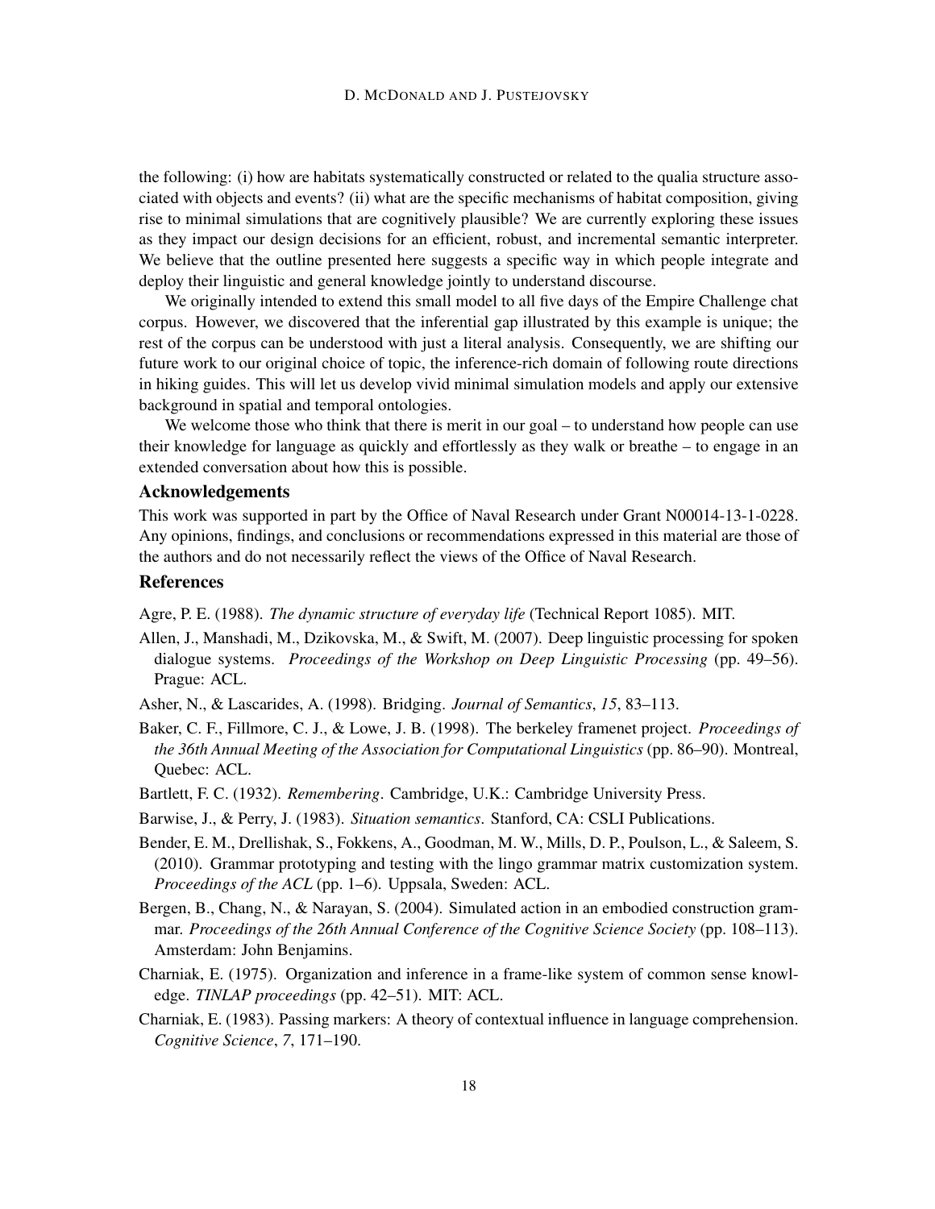the following: (i) how are habitats systematically constructed or related to the qualia structure associated with objects and events? (ii) what are the specific mechanisms of habitat composition, giving rise to minimal simulations that are cognitively plausible? We are currently exploring these issues as they impact our design decisions for an efficient, robust, and incremental semantic interpreter. We believe that the outline presented here suggests a specific way in which people integrate and deploy their linguistic and general knowledge jointly to understand discourse.

We originally intended to extend this small model to all five days of the Empire Challenge chat corpus. However, we discovered that the inferential gap illustrated by this example is unique; the rest of the corpus can be understood with just a literal analysis. Consequently, we are shifting our future work to our original choice of topic, the inference-rich domain of following route directions in hiking guides. This will let us develop vivid minimal simulation models and apply our extensive background in spatial and temporal ontologies.

We welcome those who think that there is merit in our goal – to understand how people can use their knowledge for language as quickly and effortlessly as they walk or breathe – to engage in an extended conversation about how this is possible.

## Acknowledgements

This work was supported in part by the Office of Naval Research under Grant N00014-13-1-0228. Any opinions, findings, and conclusions or recommendations expressed in this material are those of the authors and do not necessarily reflect the views of the Office of Naval Research.

## References

Agre, P. E. (1988). *The dynamic structure of everyday life* (Technical Report 1085). MIT.

Allen, J., Manshadi, M., Dzikovska, M., & Swift, M. (2007). Deep linguistic processing for spoken dialogue systems. *Proceedings of the Workshop on Deep Linguistic Processing* (pp. 49–56). Prague: ACL.

Asher, N., & Lascarides, A. (1998). Bridging. *Journal of Semantics*, *15*, 83–113.

Baker, C. F., Fillmore, C. J., & Lowe, J. B. (1998). The berkeley framenet project. *Proceedings of the 36th Annual Meeting of the Association for Computational Linguistics* (pp. 86–90). Montreal, Quebec: ACL.

Bartlett, F. C. (1932). *Remembering*. Cambridge, U.K.: Cambridge University Press.

Barwise, J., & Perry, J. (1983). *Situation semantics*. Stanford, CA: CSLI Publications.

Bender, E. M., Drellishak, S., Fokkens, A., Goodman, M. W., Mills, D. P., Poulson, L., & Saleem, S. (2010). Grammar prototyping and testing with the lingo grammar matrix customization system. *Proceedings of the ACL* (pp. 1–6). Uppsala, Sweden: ACL.

Bergen, B., Chang, N., & Narayan, S. (2004). Simulated action in an embodied construction grammar. *Proceedings of the 26th Annual Conference of the Cognitive Science Society* (pp. 108–113). Amsterdam: John Benjamins.

Charniak, E. (1975). Organization and inference in a frame-like system of common sense knowledge. *TINLAP proceedings* (pp. 42–51). MIT: ACL.

Charniak, E. (1983). Passing markers: A theory of contextual influence in language comprehension. *Cognitive Science*, *7*, 171–190.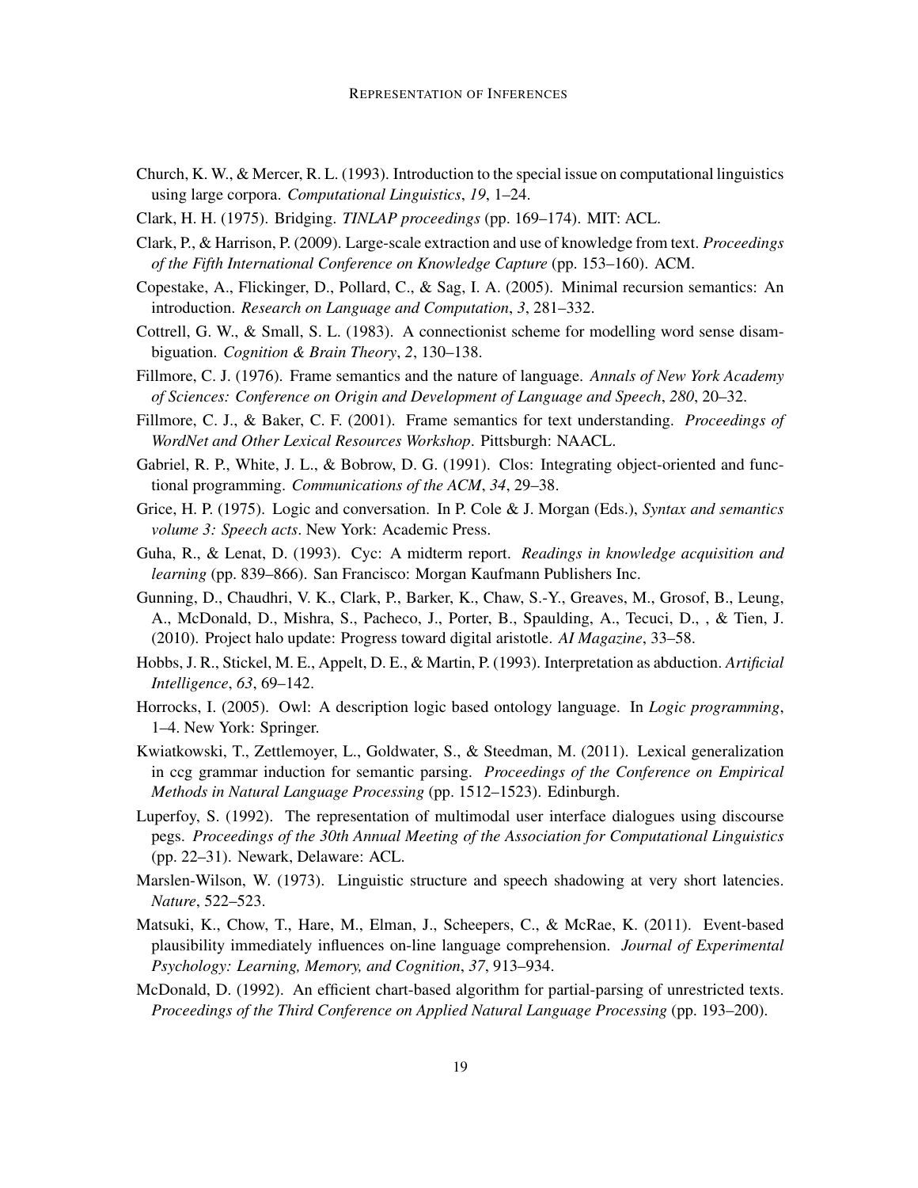Church, K. W., & Mercer, R. L. (1993). Introduction to the special issue on computational linguistics using large corpora. *Computational Linguistics*, *19*, 1–24.

Clark, H. H. (1975). Bridging. *TINLAP proceedings* (pp. 169–174). MIT: ACL.

Clark, P., & Harrison, P. (2009). Large-scale extraction and use of knowledge from text. *Proceedings of the Fifth International Conference on Knowledge Capture* (pp. 153–160). ACM.

Copestake, A., Flickinger, D., Pollard, C., & Sag, I. A. (2005). Minimal recursion semantics: An introduction. *Research on Language and Computation*, *3*, 281–332.

Cottrell, G. W., & Small, S. L. (1983). A connectionist scheme for modelling word sense disambiguation. *Cognition & Brain Theory*, *2*, 130–138.

Fillmore, C. J. (1976). Frame semantics and the nature of language. *Annals of New York Academy of Sciences: Conference on Origin and Development of Language and Speech*, *280*, 20–32.

Fillmore, C. J., & Baker, C. F. (2001). Frame semantics for text understanding. *Proceedings of WordNet and Other Lexical Resources Workshop*. Pittsburgh: NAACL.

Gabriel, R. P., White, J. L., & Bobrow, D. G. (1991). Clos: Integrating object-oriented and functional programming. *Communications of the ACM*, *34*, 29–38.

Grice, H. P. (1975). Logic and conversation. In P. Cole & J. Morgan (Eds.), *Syntax and semantics volume 3: Speech acts*. New York: Academic Press.

Guha, R., & Lenat, D. (1993). Cyc: A midterm report. *Readings in knowledge acquisition and learning* (pp. 839–866). San Francisco: Morgan Kaufmann Publishers Inc.

Gunning, D., Chaudhri, V. K., Clark, P., Barker, K., Chaw, S.-Y., Greaves, M., Grosof, B., Leung, A., McDonald, D., Mishra, S., Pacheco, J., Porter, B., Spaulding, A., Tecuci, D., , & Tien, J. (2010). Project halo update: Progress toward digital aristotle. *AI Magazine*, 33–58.

Hobbs, J. R., Stickel, M. E., Appelt, D. E., & Martin, P. (1993). Interpretation as abduction. *Artificial Intelligence*, *63*, 69–142.

Horrocks, I. (2005). Owl: A description logic based ontology language. In *Logic programming*, 1–4. New York: Springer.

Kwiatkowski, T., Zettlemoyer, L., Goldwater, S., & Steedman, M. (2011). Lexical generalization in ccg grammar induction for semantic parsing. *Proceedings of the Conference on Empirical Methods in Natural Language Processing* (pp. 1512–1523). Edinburgh.

Luperfoy, S. (1992). The representation of multimodal user interface dialogues using discourse pegs. *Proceedings of the 30th Annual Meeting of the Association for Computational Linguistics* (pp. 22–31). Newark, Delaware: ACL.

Marslen-Wilson, W. (1973). Linguistic structure and speech shadowing at very short latencies. *Nature*, 522–523.

Matsuki, K., Chow, T., Hare, M., Elman, J., Scheepers, C., & McRae, K. (2011). Event-based plausibility immediately influences on-line language comprehension. *Journal of Experimental Psychology: Learning, Memory, and Cognition*, *37*, 913–934.

McDonald, D. (1992). An efficient chart-based algorithm for partial-parsing of unrestricted texts. *Proceedings of the Third Conference on Applied Natural Language Processing* (pp. 193–200).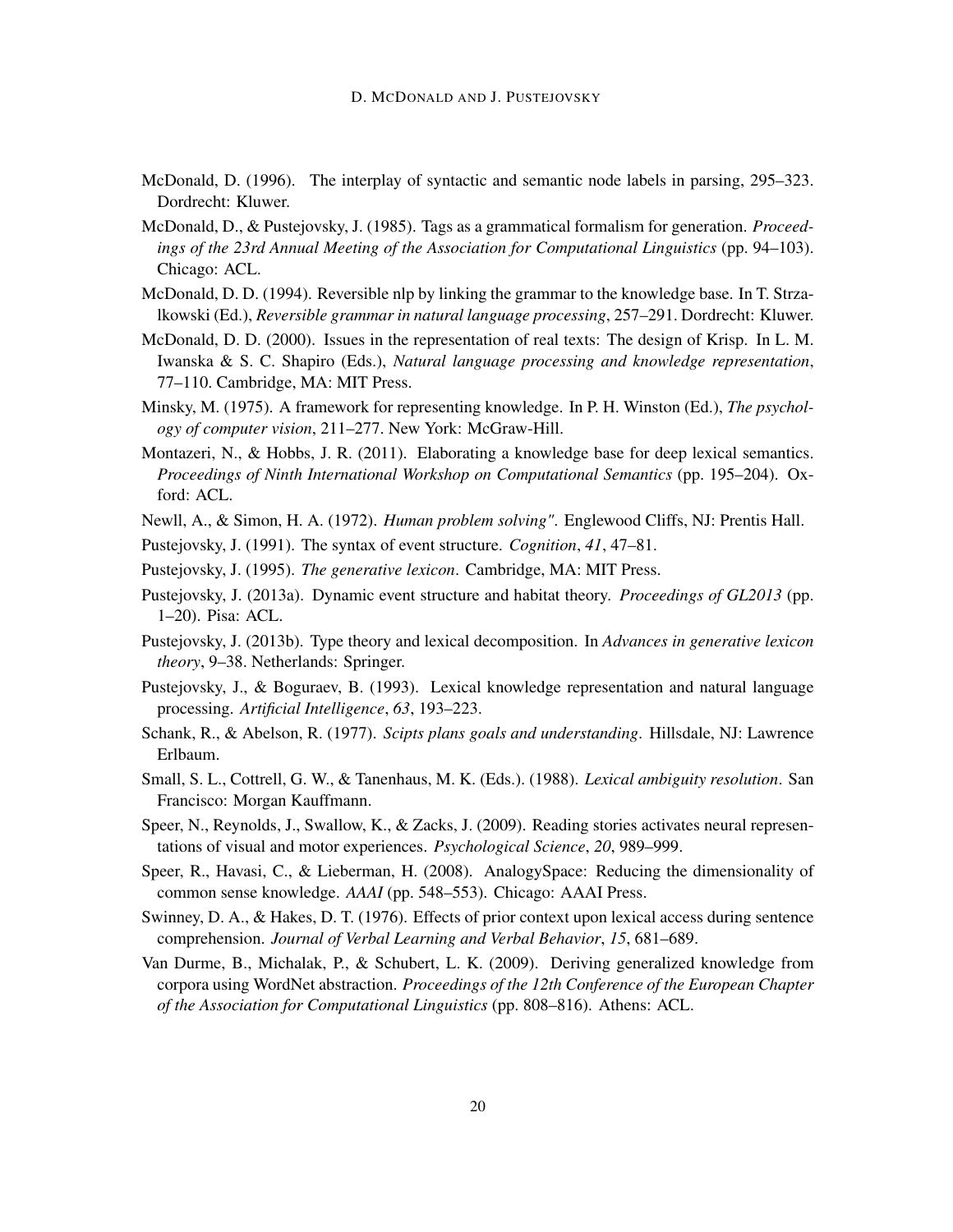McDonald, D. (1996). The interplay of syntactic and semantic node labels in parsing, 295–323. Dordrecht: Kluwer.

McDonald, D., & Pustejovsky, J. (1985). Tags as a grammatical formalism for generation. *Proceedings of the 23rd Annual Meeting of the Association for Computational Linguistics* (pp. 94–103). Chicago: ACL.

McDonald, D. D. (1994). Reversible nlp by linking the grammar to the knowledge base. In T. Strzalkowski (Ed.), *Reversible grammar in natural language processing*, 257–291. Dordrecht: Kluwer.

McDonald, D. D. (2000). Issues in the representation of real texts: The design of Krisp. In L. M. Iwanska & S. C. Shapiro (Eds.), *Natural language processing and knowledge representation*, 77–110. Cambridge, MA: MIT Press.

Minsky, M. (1975). A framework for representing knowledge. In P. H. Winston (Ed.), *The psychology of computer vision*, 211–277. New York: McGraw-Hill.

Montazeri, N., & Hobbs, J. R. (2011). Elaborating a knowledge base for deep lexical semantics. *Proceedings of Ninth International Workshop on Computational Semantics* (pp. 195–204). Oxford: ACL.

Newll, A., & Simon, H. A. (1972). *Human problem solving"*. Englewood Cliffs, NJ: Prentis Hall.

Pustejovsky, J. (1991). The syntax of event structure. *Cognition*, *41*, 47–81.

Pustejovsky, J. (1995). *The generative lexicon*. Cambridge, MA: MIT Press.

Pustejovsky, J. (2013a). Dynamic event structure and habitat theory. *Proceedings of GL2013* (pp. 1–20). Pisa: ACL.

Pustejovsky, J. (2013b). Type theory and lexical decomposition. In *Advances in generative lexicon theory*, 9–38. Netherlands: Springer.

Pustejovsky, J., & Boguraev, B. (1993). Lexical knowledge representation and natural language processing. *Artificial Intelligence*, *63*, 193–223.

Schank, R., & Abelson, R. (1977). *Scipts plans goals and understanding*. Hillsdale, NJ: Lawrence Erlbaum.

Small, S. L., Cottrell, G. W., & Tanenhaus, M. K. (Eds.). (1988). *Lexical ambiguity resolution*. San Francisco: Morgan Kauffmann.

Speer, N., Reynolds, J., Swallow, K., & Zacks, J. (2009). Reading stories activates neural representations of visual and motor experiences. *Psychological Science*, *20*, 989–999.

Speer, R., Havasi, C., & Lieberman, H. (2008). AnalogySpace: Reducing the dimensionality of common sense knowledge. *AAAI* (pp. 548–553). Chicago: AAAI Press.

Swinney, D. A., & Hakes, D. T. (1976). Effects of prior context upon lexical access during sentence comprehension. *Journal of Verbal Learning and Verbal Behavior*, *15*, 681–689.

Van Durme, B., Michalak, P., & Schubert, L. K. (2009). Deriving generalized knowledge from corpora using WordNet abstraction. *Proceedings of the 12th Conference of the European Chapter of the Association for Computational Linguistics* (pp. 808–816). Athens: ACL.